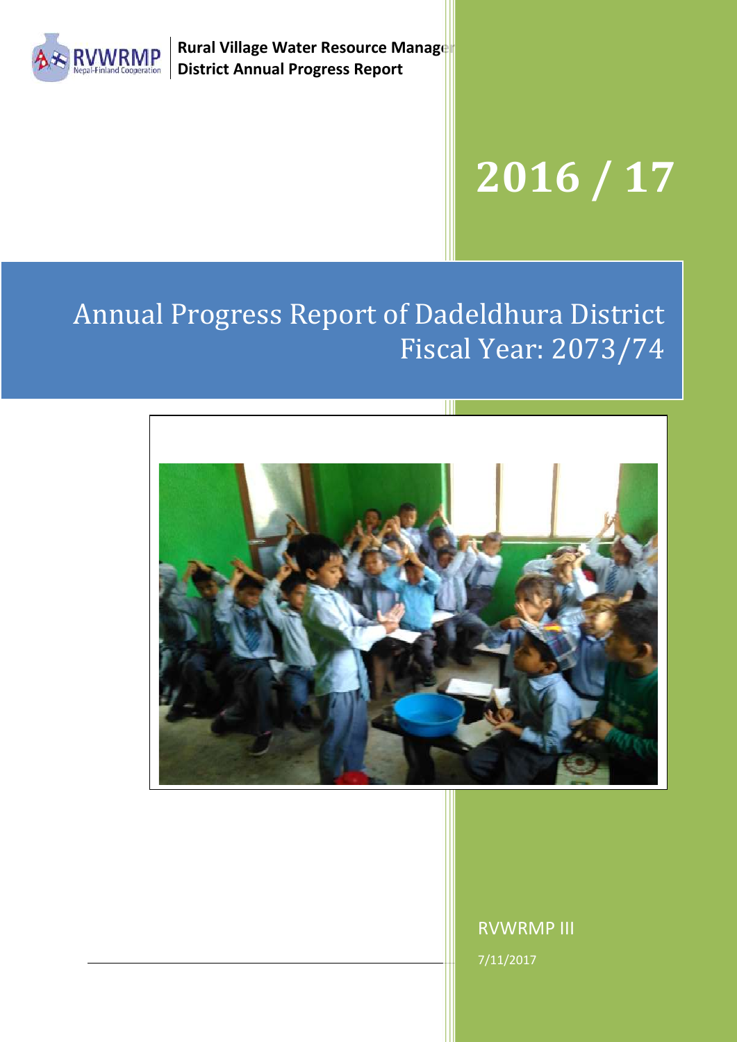Rural Village Water Resource Manage
District Annual Progress Report

# 2016 / 17

# Annual Progress Report of Dadeldhura District Fiscal Year: 2073/74

RVWRMP III

7/11/2017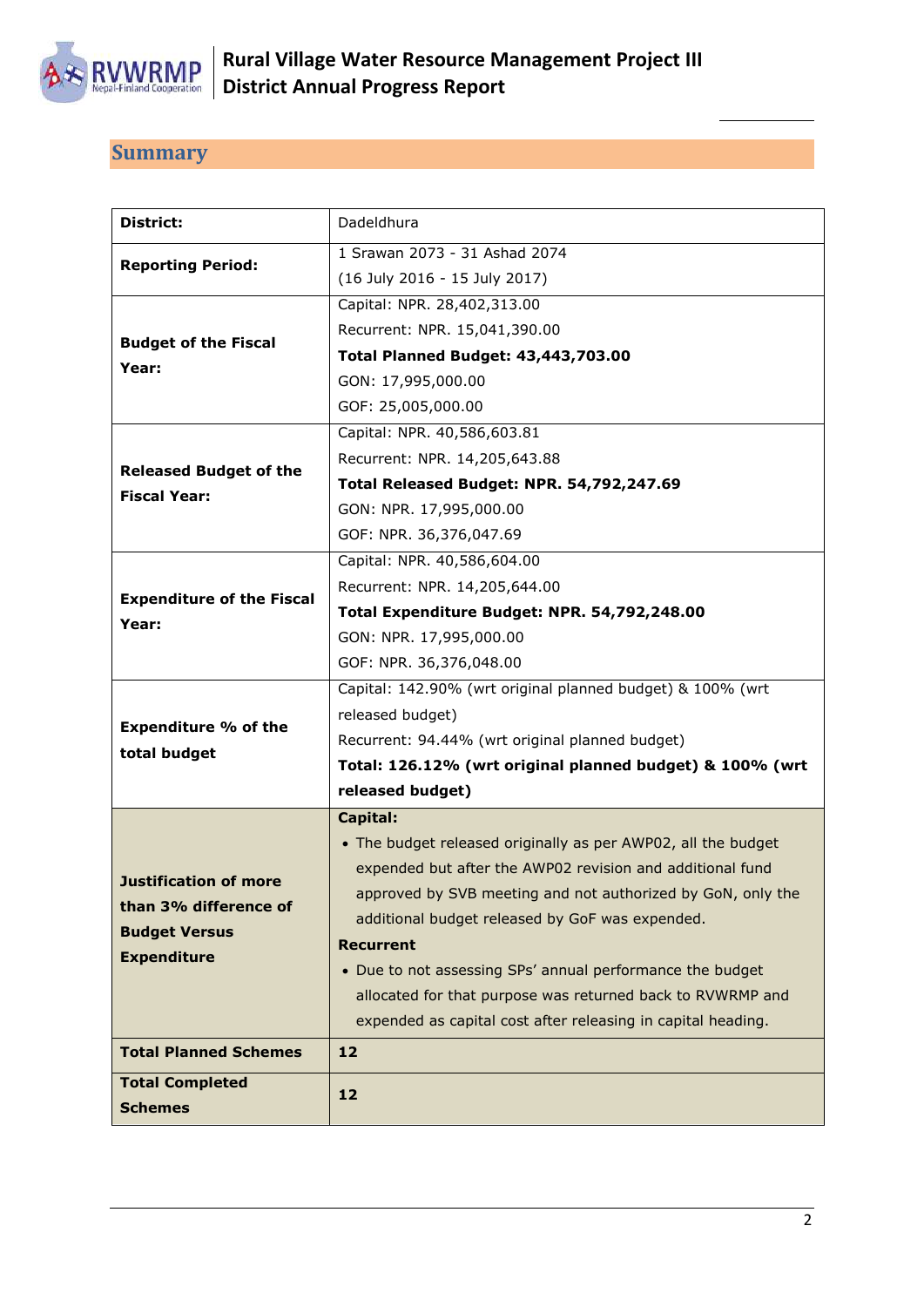## Summary

| | |
|---|---|
| **District:** | Dadeldhura |
| **Reporting Period:** | 1 Srawan 2073 - 31 Ashad 2074<br>(16 July 2016 - 15 July 2017) |
| **Budget of the Fiscal Year:** | Capital: NPR. 28,402,313.00<br>Recurrent: NPR. 15,041,390.00<br>**Total Planned Budget: 43,443,703.00**<br>GON: 17,995,000.00<br>GOF: 25,005,000.00 |
| **Released Budget of the Fiscal Year:** | Capital: NPR. 40,586,603.81<br>Recurrent: NPR. 14,205,643.88<br>**Total Released Budget: NPR. 54,792,247.69**<br>GON: NPR. 17,995,000.00<br>GOF: NPR. 36,376,047.69 |
| **Expenditure of the Fiscal Year:** | Capital: NPR. 40,586,604.00<br>Recurrent: NPR. 14,205,644.00<br>**Total Expenditure Budget: NPR. 54,792,248.00**<br>GON: NPR. 17,995,000.00<br>GOF: NPR. 36,376,048.00 |
| **Expenditure % of the total budget** | Capital: 142.90% (wrt original planned budget) & 100% (wrt released budget)<br>Recurrent: 94.44% (wrt original planned budget)<br>**Total: 126.12% (wrt original planned budget) & 100% (wrt released budget)** |
| **Justification of more than 3% difference of Budget Versus Expenditure** | **Capital:**<br>• The budget released originally as per AWP02, all the budget expended but after the AWP02 revision and additional fund approved by SVB meeting and not authorized by GoN, only the additional budget released by GoF was expended.<br>**Recurrent**<br>• Due to not assessing SPs' annual performance the budget allocated for that purpose was returned back to RVWRMP and expended as capital cost after releasing in capital heading. |
| **Total Planned Schemes** | **12** |
| **Total Completed Schemes** | **12** |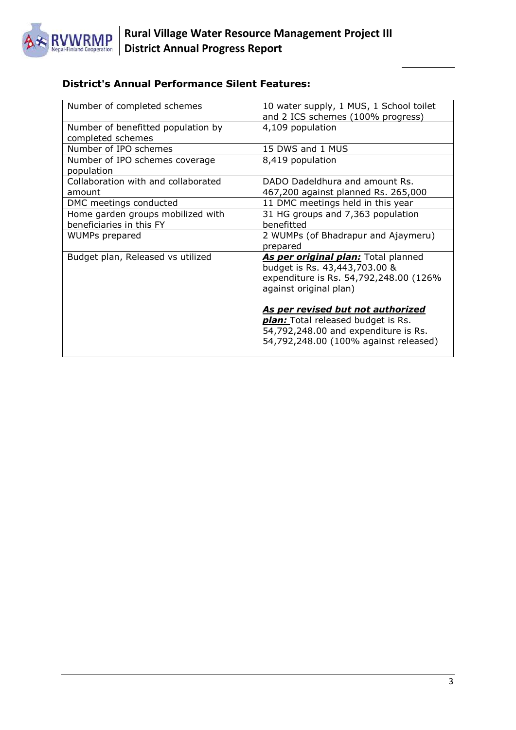### District's Annual Performance Silent Features:

| | |
|---|---|
| Number of completed schemes | 10 water supply, 1 MUS, 1 School toilet and 2 ICS schemes (100% progress) |
| Number of benefitted population by completed schemes | 4,109 population |
| Number of IPO schemes | 15 DWS and 1 MUS |
| Number of IPO schemes coverage population | 8,419 population |
| Collaboration with and collaborated amount | DADO Dadeldhura and amount Rs. 467,200 against planned Rs. 265,000 |
| DMC meetings conducted | 11 DMC meetings held in this year |
| Home garden groups mobilized with beneficiaries in this FY | 31 HG groups and 7,363 population benefitted |
| WUMPs prepared | 2 WUMPs (of Bhadrapur and Ajaymeru) prepared |
| Budget plan, Released vs utilized | ***As per original plan:*** Total planned budget is Rs. 43,443,703.00 & expenditure is Rs. 54,792,248.00 (126% against original plan)<br><br>***As per revised but not authorized plan:*** Total released budget is Rs. 54,792,248.00 and expenditure is Rs. 54,792,248.00 (100% against released) |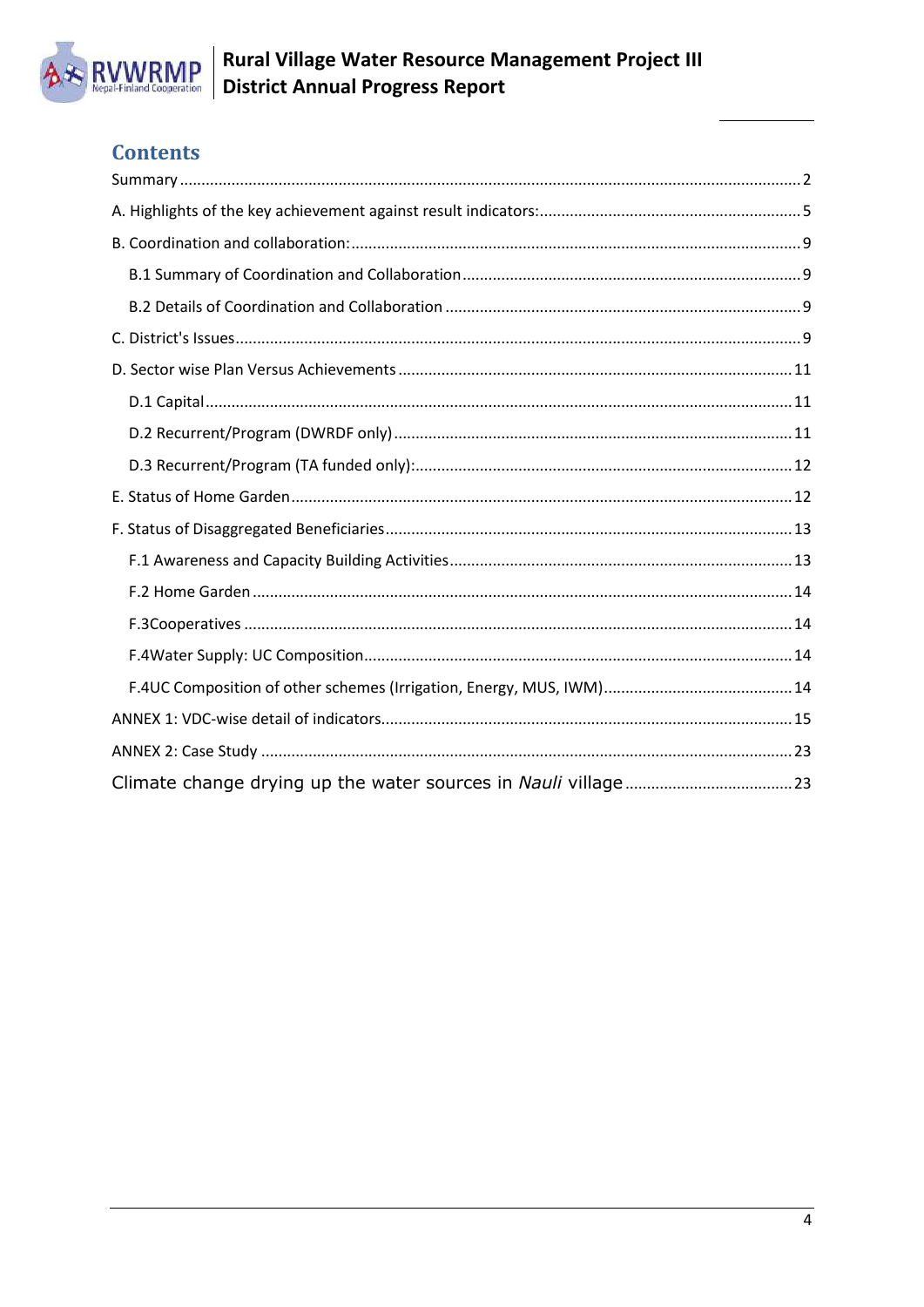## Contents

Summary ........................................................................................................ 2

A. Highlights of the key achievement against result indicators: ........................................ 5

B. Coordination and collaboration: ............................................................................. 9

- B.1 Summary of Coordination and Collaboration ........................................................ 9
- B.2 Details of Coordination and Collaboration ........................................................... 9

C. District's Issues ..................................................................................................... 9

D. Sector wise Plan Versus Achievements ................................................................... 11

- D.1 Capital ............................................................................................................ 11
- D.2 Recurrent/Program (DWRDF only) ..................................................................... 11
- D.3 Recurrent/Program (TA funded only): ................................................................ 12

E. Status of Home Garden ......................................................................................... 12

F. Status of Disaggregated Beneficiaries ...................................................................... 13

- F.1 Awareness and Capacity Building Activities ......................................................... 13
- F.2 Home Garden ................................................................................................... 14
- F.3Cooperatives ..................................................................................................... 14
- F.4Water Supply: UC Composition ........................................................................... 14
- F.4UC Composition of other schemes (Irrigation, Energy, MUS, IWM) .......................... 14

ANNEX 1: VDC-wise detail of indicators ........................................................................ 15

ANNEX 2: Case Study ................................................................................................. 23

Climate change drying up the water sources in *Nauli* village ......................................... 23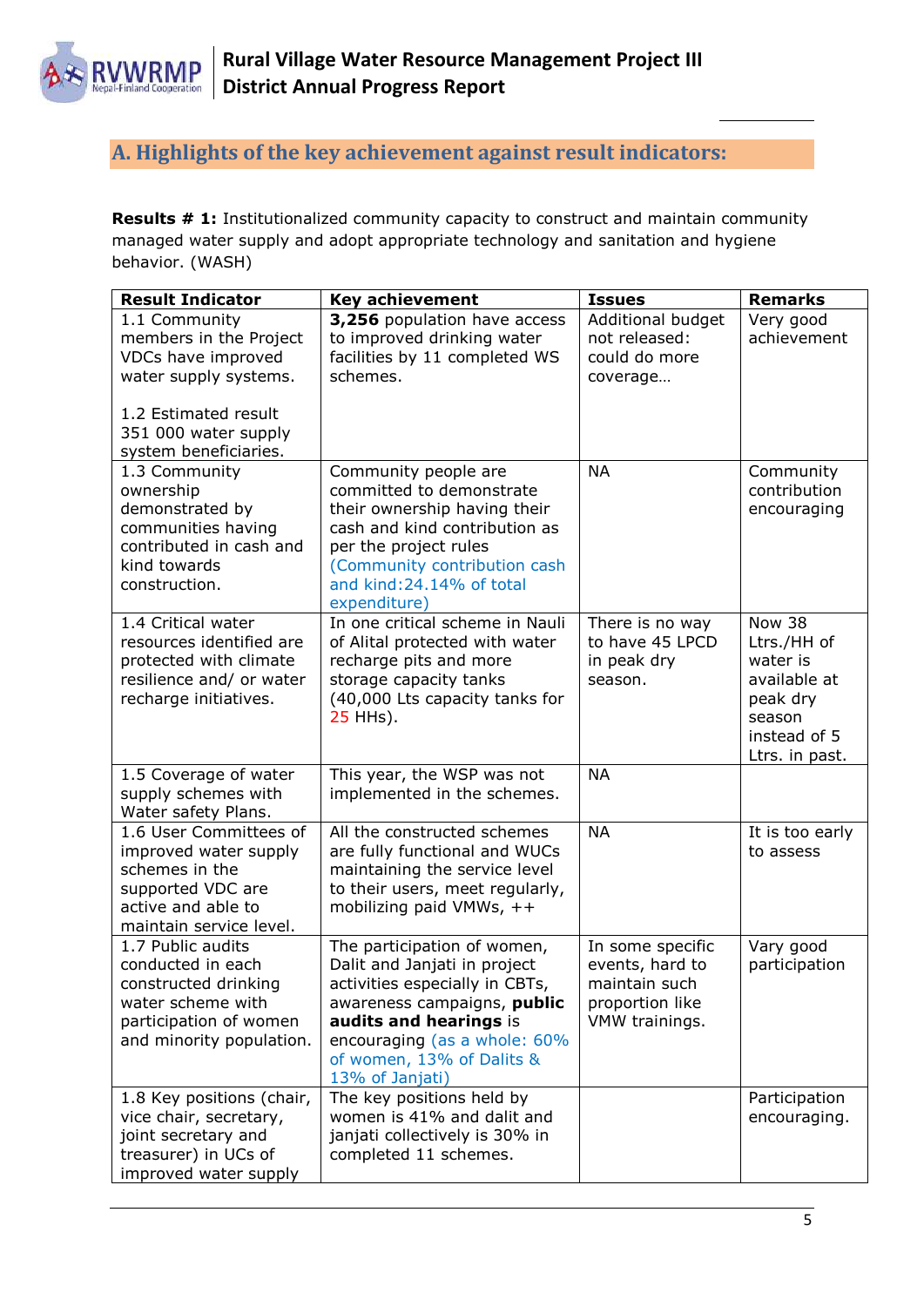## A. Highlights of the key achievement against result indicators:

**Results # 1:** Institutionalized community capacity to construct and maintain community managed water supply and adopt appropriate technology and sanitation and hygiene behavior. (WASH)

| Result Indicator | Key achievement | Issues | Remarks |
|---|---|---|---|
| 1.1 Community members in the Project VDCs have improved water supply systems.<br><br>1.2 Estimated result 351 000 water supply system beneficiaries. | **3,256** population have access to improved drinking water facilities by 11 completed WS schemes. | Additional budget not released: could do more coverage… | Very good achievement |
| 1.3 Community ownership demonstrated by communities having contributed in cash and kind towards construction. | Community people are committed to demonstrate their ownership having their cash and kind contribution as per the project rules (Community contribution cash and kind:24.14% of total expenditure) | NA | Community contribution encouraging |
| 1.4 Critical water resources identified are protected with climate resilience and/ or water recharge initiatives. | In one critical scheme in Nauli of Alital protected with water recharge pits and more storage capacity tanks (40,000 Lts capacity tanks for 25 HHs). | There is no way to have 45 LPCD in peak dry season. | Now 38 Ltrs./HH of water is available at peak dry season instead of 5 Ltrs. in past. |
| 1.5 Coverage of water supply schemes with Water safety Plans. | This year, the WSP was not implemented in the schemes. | NA | |
| 1.6 User Committees of improved water supply schemes in the supported VDC are active and able to maintain service level. | All the constructed schemes are fully functional and WUCs maintaining the service level to their users, meet regularly, mobilizing paid VMWs, ++ | NA | It is too early to assess |
| 1.7 Public audits conducted in each constructed drinking water scheme with participation of women and minority population. | The participation of women, Dalit and Janjati in project activities especially in CBTs, awareness campaigns, **public audits and hearings** is encouraging (as a whole: 60% of women, 13% of Dalits & 13% of Janjati) | In some specific events, hard to maintain such proportion like VMW trainings. | Vary good participation |
| 1.8 Key positions (chair, vice chair, secretary, joint secretary and treasurer) in UCs of improved water supply | The key positions held by women is 41% and dalit and janjati collectively is 30% in completed 11 schemes. | | Participation encouraging. |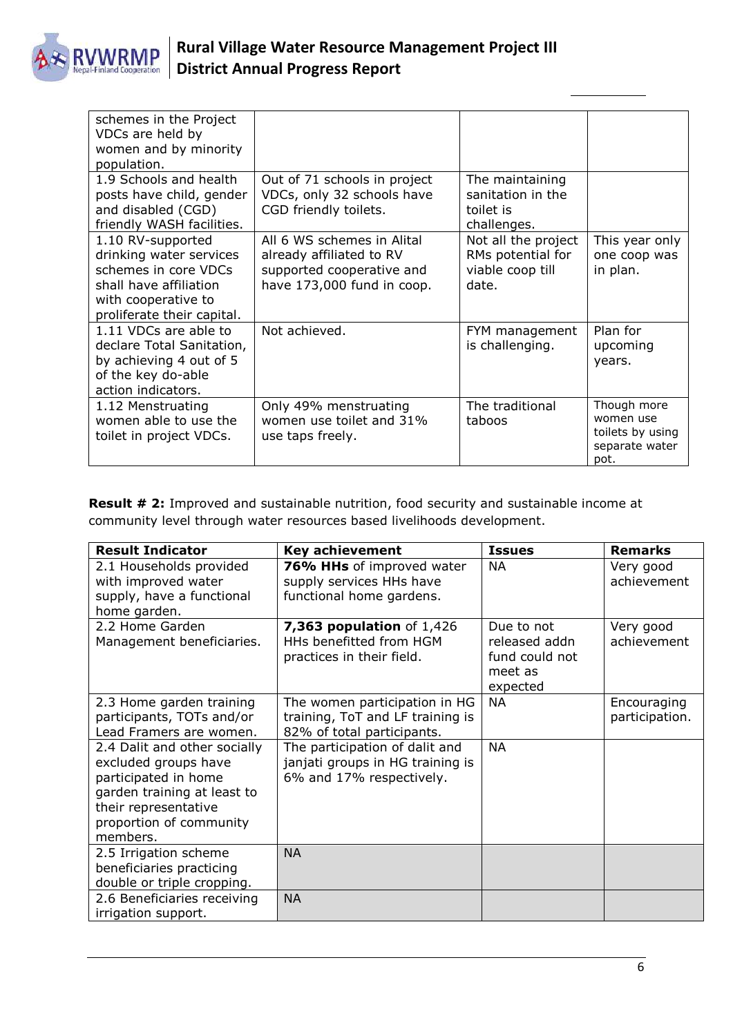| | | | |
|---|---|---|---|
| schemes in the Project VDCs are held by women and by minority population. | | | |
| 1.9 Schools and health posts have child, gender and disabled (CGD) friendly WASH facilities. | Out of 71 schools in project VDCs, only 32 schools have CGD friendly toilets. | The maintaining sanitation in the toilet is challenges. | |
| 1.10 RV-supported drinking water services schemes in core VDCs shall have affiliation with cooperative to proliferate their capital. | All 6 WS schemes in Alital already affiliated to RV supported cooperative and have 173,000 fund in coop. | Not all the project RMs potential for viable coop till date. | This year only one coop was in plan. |
| 1.11 VDCs are able to declare Total Sanitation, by achieving 4 out of 5 of the key do-able action indicators. | Not achieved. | FYM management is challenging. | Plan for upcoming years. |
| 1.12 Menstruating women able to use the toilet in project VDCs. | Only 49% menstruating women use toilet and 31% use taps freely. | The traditional taboos | Though more women use toilets by using separate water pot. |

**Result # 2:** Improved and sustainable nutrition, food security and sustainable income at community level through water resources based livelihoods development.

| Result Indicator | Key achievement | Issues | Remarks |
|---|---|---|---|
| 2.1 Households provided with improved water supply, have a functional home garden. | **76% HHs** of improved water supply services HHs have functional home gardens. | NA | Very good achievement |
| 2.2 Home Garden Management beneficiaries. | **7,363 population** of 1,426 HHs benefitted from HGM practices in their field. | Due to not released addn fund could not meet as expected | Very good achievement |
| 2.3 Home garden training participants, TOTs and/or Lead Framers are women. | The women participation in HG training, ToT and LF training is 82% of total participants. | NA | Encouraging participation. |
| 2.4 Dalit and other socially excluded groups have participated in home garden training at least to their representative proportion of community members. | The participation of dalit and janjati groups in HG training is 6% and 17% respectively. | NA | |
| 2.5 Irrigation scheme beneficiaries practicing double or triple cropping. | NA | | |
| 2.6 Beneficiaries receiving irrigation support. | NA | | |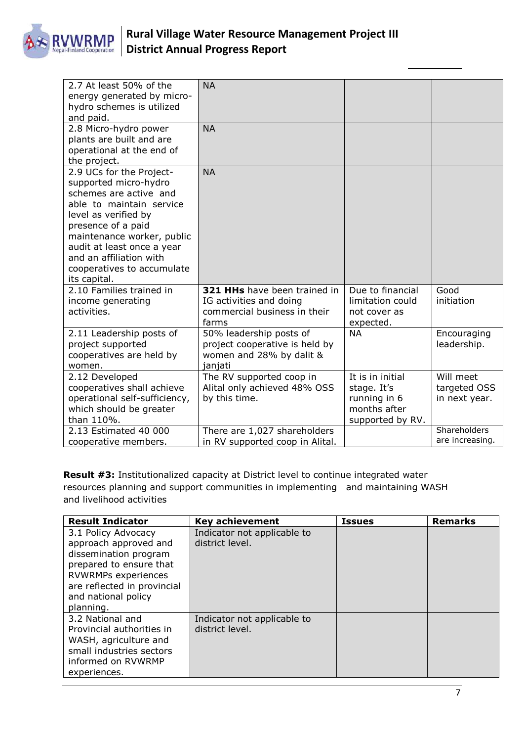| | | | |
|---|---|---|---|
| 2.7 At least 50% of the energy generated by micro-hydro schemes is utilized and paid. | NA | | |
| 2.8 Micro-hydro power plants are built and are operational at the end of the project. | NA | | |
| 2.9 UCs for the Project-supported micro-hydro schemes are active and able to maintain service level as verified by presence of a paid maintenance worker, public audit at least once a year and an affiliation with cooperatives to accumulate its capital. | NA | | |
| 2.10 Families trained in income generating activities. | **321 HHs** have been trained in IG activities and doing commercial business in their farms | Due to financial limitation could not cover as expected. | Good initiation |
| 2.11 Leadership posts of project supported cooperatives are held by women. | 50% leadership posts of project cooperative is held by women and 28% by dalit & janjati | NA | Encouraging leadership. |
| 2.12 Developed cooperatives shall achieve operational self-sufficiency, which should be greater than 110%. | The RV supported coop in Alital only achieved 48% OSS by this time. | It is in initial stage. It's running in 6 months after supported by RV. | Will meet targeted OSS in next year. |
| 2.13 Estimated 40 000 cooperative members. | There are 1,027 shareholders in RV supported coop in Alital. | | Shareholders are increasing. |

**Result #3:** Institutionalized capacity at District level to continue integrated water resources planning and support communities in implementing and maintaining WASH and livelihood activities

| Result Indicator | Key achievement | Issues | Remarks |
|---|---|---|---|
| 3.1 Policy Advocacy approach approved and dissemination program prepared to ensure that RVWRMPs experiences are reflected in provincial and national policy planning. | Indicator not applicable to district level. | | |
| 3.2 National and Provincial authorities in WASH, agriculture and small industries sectors informed on RVWRMP experiences. | Indicator not applicable to district level. | | |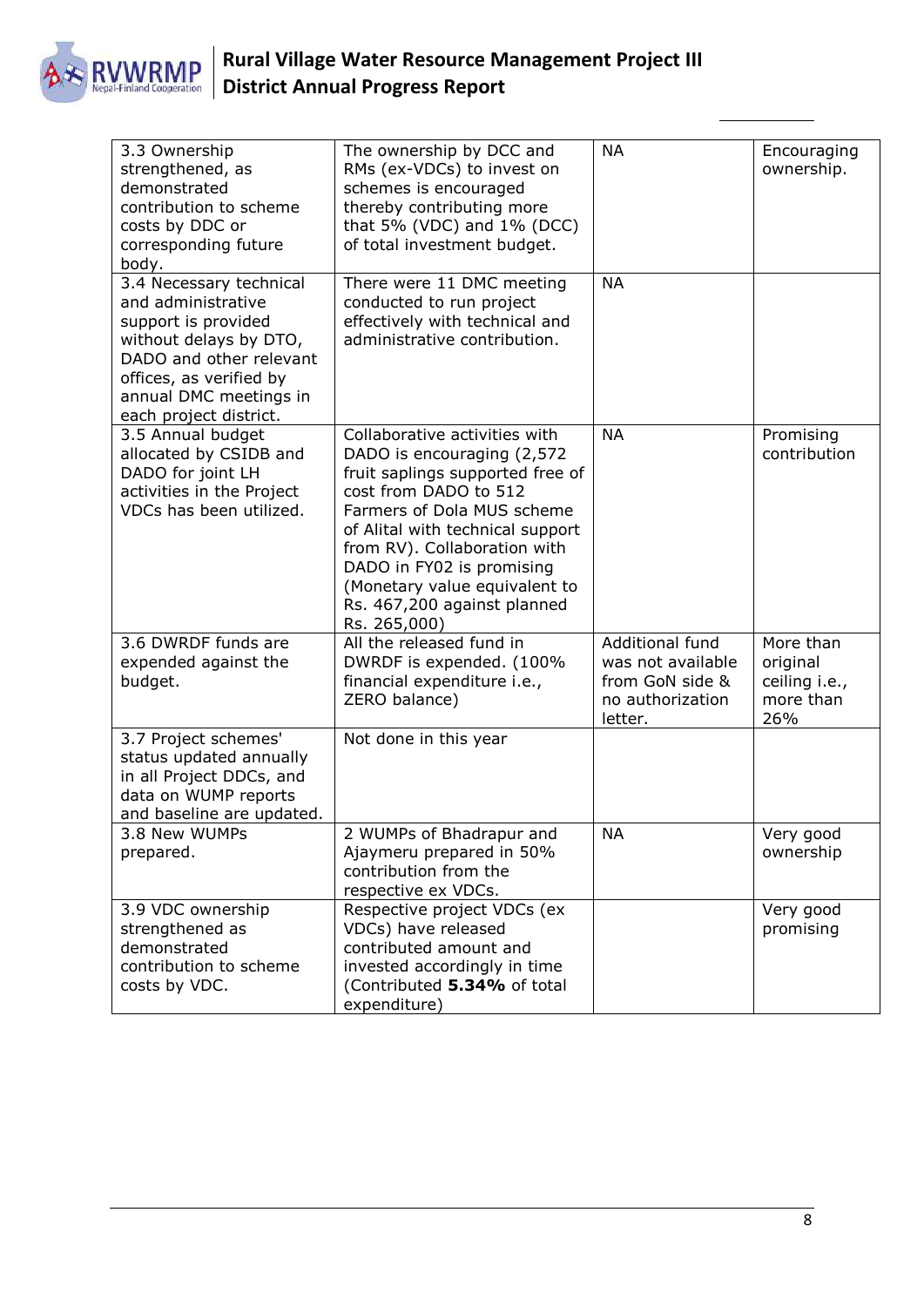| | | | |
|---|---|---|---|
| 3.3 Ownership strengthened, as demonstrated contribution to scheme costs by DDC or corresponding future body. | The ownership by DCC and RMs (ex-VDCs) to invest on schemes is encouraged thereby contributing more that 5% (VDC) and 1% (DCC) of total investment budget. | NA | Encouraging ownership. |
| 3.4 Necessary technical and administrative support is provided without delays by DTO, DADO and other relevant offices, as verified by annual DMC meetings in each project district. | There were 11 DMC meeting conducted to run project effectively with technical and administrative contribution. | NA | |
| 3.5 Annual budget allocated by CSIDB and DADO for joint LH activities in the Project VDCs has been utilized. | Collaborative activities with DADO is encouraging (2,572 fruit saplings supported free of cost from DADO to 512 Farmers of Dola MUS scheme of Alital with technical support from RV). Collaboration with DADO in FY02 is promising (Monetary value equivalent to Rs. 467,200 against planned Rs. 265,000) | NA | Promising contribution |
| 3.6 DWRDF funds are expended against the budget. | All the released fund in DWRDF is expended. (100% financial expenditure i.e., ZERO balance) | Additional fund was not available from GoN side & no authorization letter. | More than original ceiling i.e., more than 26% |
| 3.7 Project schemes' status updated annually in all Project DDCs, and data on WUMP reports and baseline are updated. | Not done in this year | | |
| 3.8 New WUMPs prepared. | 2 WUMPs of Bhadrapur and Ajaymeru prepared in 50% contribution from the respective ex VDCs. | NA | Very good ownership |
| 3.9 VDC ownership strengthened as demonstrated contribution to scheme costs by VDC. | Respective project VDCs (ex VDCs) have released contributed amount and invested accordingly in time (Contributed **5.34%** of total expenditure) | | Very good promising |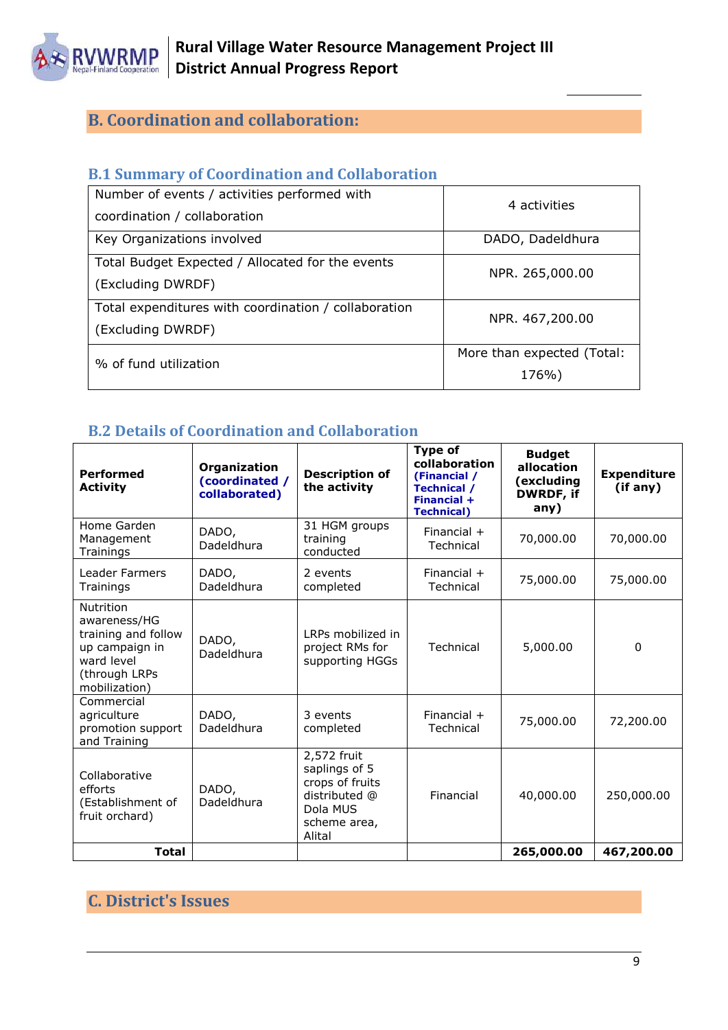## B. Coordination and collaboration:

### B.1 Summary of Coordination and Collaboration

| | |
|---|---|
| Number of events / activities performed with coordination / collaboration | 4 activities |
| Key Organizations involved | DADO, Dadeldhura |
| Total Budget Expected / Allocated for the events (Excluding DWRDF) | NPR. 265,000.00 |
| Total expenditures with coordination / collaboration (Excluding DWRDF) | NPR. 467,200.00 |
| % of fund utilization | More than expected (Total: 176%) |

### B.2 Details of Coordination and Collaboration

| Performed Activity | Organization (coordinated / collaborated) | Description of the activity | Type of collaboration (Financial / Technical / Financial + Technical) | Budget allocation (excluding DWRDF, if any) | Expenditure (if any) |
|---|---|---|---|---|---|
| Home Garden Management Trainings | DADO, Dadeldhura | 31 HGM groups training conducted | Financial + Technical | 70,000.00 | 70,000.00 |
| Leader Farmers Trainings | DADO, Dadeldhura | 2 events completed | Financial + Technical | 75,000.00 | 75,000.00 |
| Nutrition awareness/HG training and follow up campaign in ward level (through LRPs mobilization) | DADO, Dadeldhura | LRPs mobilized in project RMs for supporting HGGs | Technical | 5,000.00 | 0 |
| Commercial agriculture promotion support and Training | DADO, Dadeldhura | 3 events completed | Financial + Technical | 75,000.00 | 72,200.00 |
| Collaborative efforts (Establishment of fruit orchard) | DADO, Dadeldhura | 2,572 fruit saplings of 5 crops of fruits distributed @ Dola MUS scheme area, Alital | Financial | 40,000.00 | 250,000.00 |
| **Total** | | | | **265,000.00** | **467,200.00** |

## C. District's Issues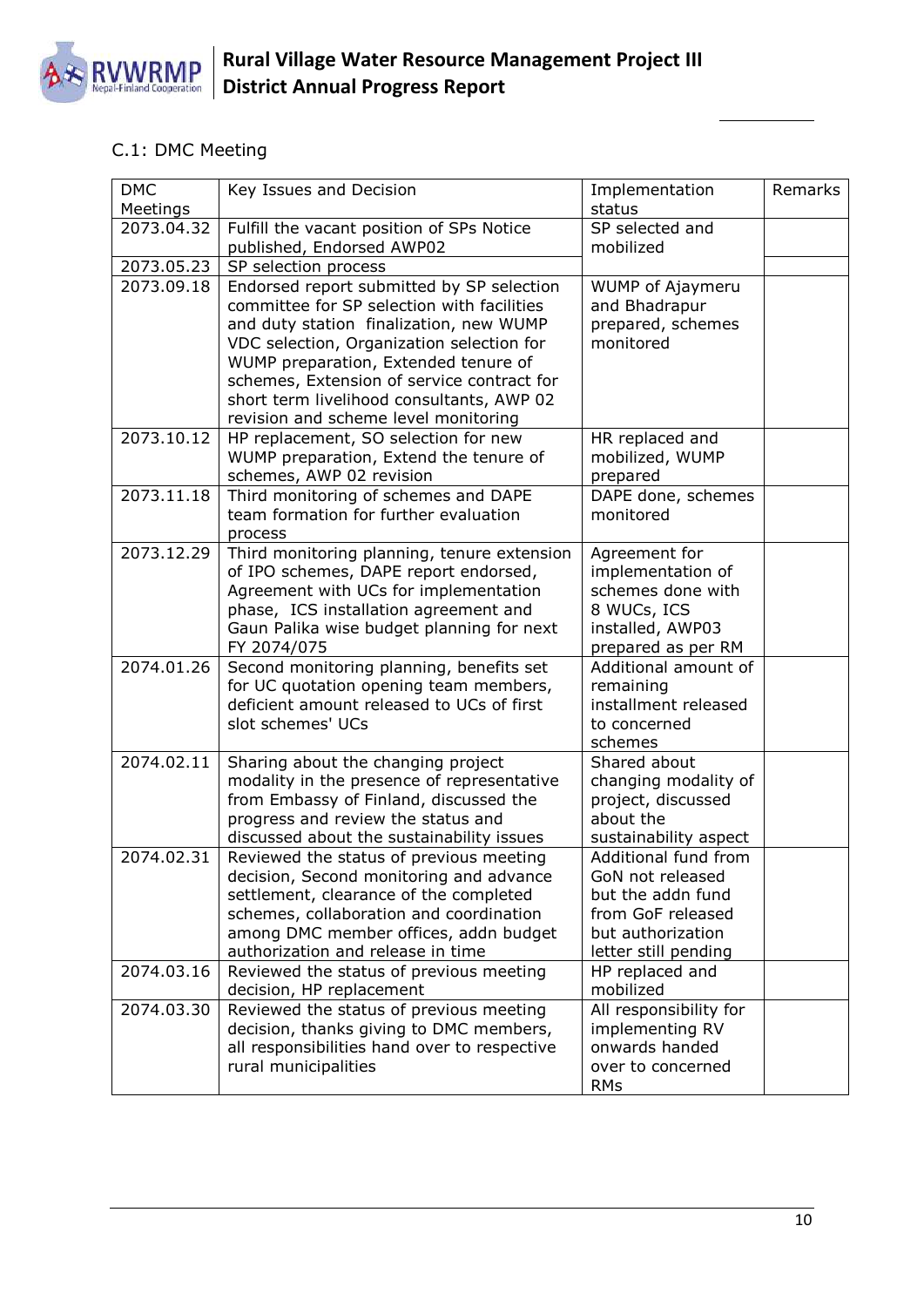## C.1: DMC Meeting

| DMC Meetings | Key Issues and Decision | Implementation status | Remarks |
|---|---|---|---|
| 2073.04.32 | Fulfill the vacant position of SPs Notice published, Endorsed AWP02 | SP selected and mobilized | |
| 2073.05.23 | SP selection process | | |
| 2073.09.18 | Endorsed report submitted by SP selection committee for SP selection with facilities and duty station finalization, new WUMP VDC selection, Organization selection for WUMP preparation, Extended tenure of schemes, Extension of service contract for short term livelihood consultants, AWP 02 revision and scheme level monitoring | WUMP of Ajaymeru and Bhadrapur prepared, schemes monitored | |
| 2073.10.12 | HP replacement, SO selection for new WUMP preparation, Extend the tenure of schemes, AWP 02 revision | HR replaced and mobilized, WUMP prepared | |
| 2073.11.18 | Third monitoring of schemes and DAPE team formation for further evaluation process | DAPE done, schemes monitored | |
| 2073.12.29 | Third monitoring planning, tenure extension of IPO schemes, DAPE report endorsed, Agreement with UCs for implementation phase, ICS installation agreement and Gaun Palika wise budget planning for next FY 2074/075 | Agreement for implementation of schemes done with 8 WUCs, ICS installed, AWP03 prepared as per RM | |
| 2074.01.26 | Second monitoring planning, benefits set for UC quotation opening team members, deficient amount released to UCs of first slot schemes' UCs | Additional amount of remaining installment released to concerned schemes | |
| 2074.02.11 | Sharing about the changing project modality in the presence of representative from Embassy of Finland, discussed the progress and review the status and discussed about the sustainability issues | Shared about changing modality of project, discussed about the sustainability aspect | |
| 2074.02.31 | Reviewed the status of previous meeting decision, Second monitoring and advance settlement, clearance of the completed schemes, collaboration and coordination among DMC member offices, addn budget authorization and release in time | Additional fund from GoN not released but the addn fund from GoF released but authorization letter still pending | |
| 2074.03.16 | Reviewed the status of previous meeting decision, HP replacement | HP replaced and mobilized | |
| 2074.03.30 | Reviewed the status of previous meeting decision, thanks giving to DMC members, all responsibilities hand over to respective rural municipalities | All responsibility for implementing RV onwards handed over to concerned RMs | |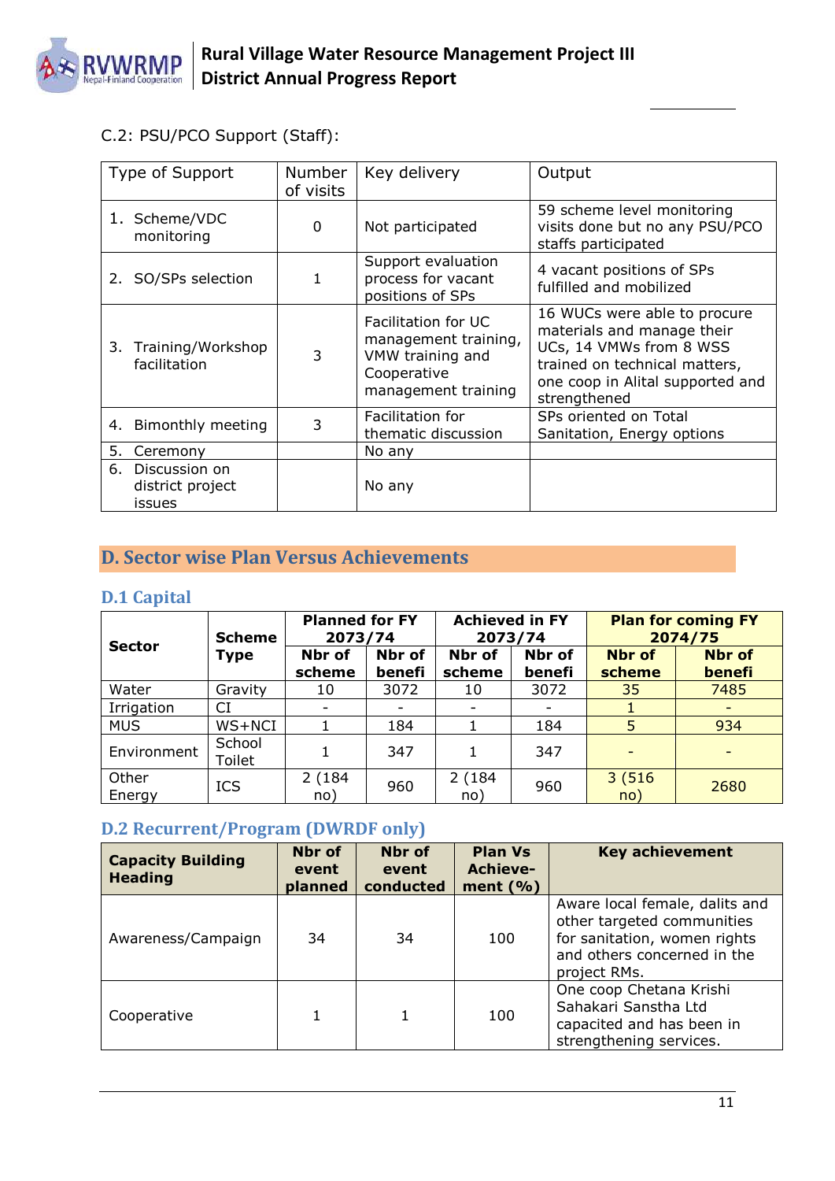C.2: PSU/PCO Support (Staff):

| Type of Support | Number of visits | Key delivery | Output |
|---|---|---|---|
| 1. Scheme/VDC monitoring | 0 | Not participated | 59 scheme level monitoring visits done but no any PSU/PCO staffs participated |
| 2. SO/SPs selection | 1 | Support evaluation process for vacant positions of SPs | 4 vacant positions of SPs fulfilled and mobilized |
| 3. Training/Workshop facilitation | 3 | Facilitation for UC management training, VMW training and Cooperative management training | 16 WUCs were able to procure materials and manage their UCs, 14 VMWs from 8 WSS trained on technical matters, one coop in Alital supported and strengthened |
| 4. Bimonthly meeting | 3 | Facilitation for thematic discussion | SPs oriented on Total Sanitation, Energy options |
| 5. Ceremony | | No any | |
| 6. Discussion on district project issues | | No any | |

## D. Sector wise Plan Versus Achievements

### D.1 Capital

| Sector | Scheme Type | Planned for FY 2073/74 | | Achieved in FY 2073/74 | | Plan for coming FY 2074/75 | |
|---|---|---|---|---|---|---|---|
| | | Nbr of scheme | Nbr of benefi | Nbr of scheme | Nbr of benefi | Nbr of scheme | Nbr of benefi |
| Water | Gravity | 10 | 3072 | 10 | 3072 | 35 | 7485 |
| Irrigation | CI | - | - | - | - | 1 | - |
| MUS | WS+NCI | 1 | 184 | 1 | 184 | 5 | 934 |
| Environment | School Toilet | 1 | 347 | 1 | 347 | - | - |
| Other Energy | ICS | 2 (184 no) | 960 | 2 (184 no) | 960 | 3 (516 no) | 2680 |

### D.2 Recurrent/Program (DWRDF only)

| Capacity Building Heading | Nbr of event planned | Nbr of event conducted | Plan Vs Achieve-ment (%) | Key achievement |
|---|---|---|---|---|
| Awareness/Campaign | 34 | 34 | 100 | Aware local female, dalits and other targeted communities for sanitation, women rights and others concerned in the project RMs. |
| Cooperative | 1 | 1 | 100 | One coop Chetana Krishi Sahakari Sanstha Ltd capacited and has been in strengthening services. |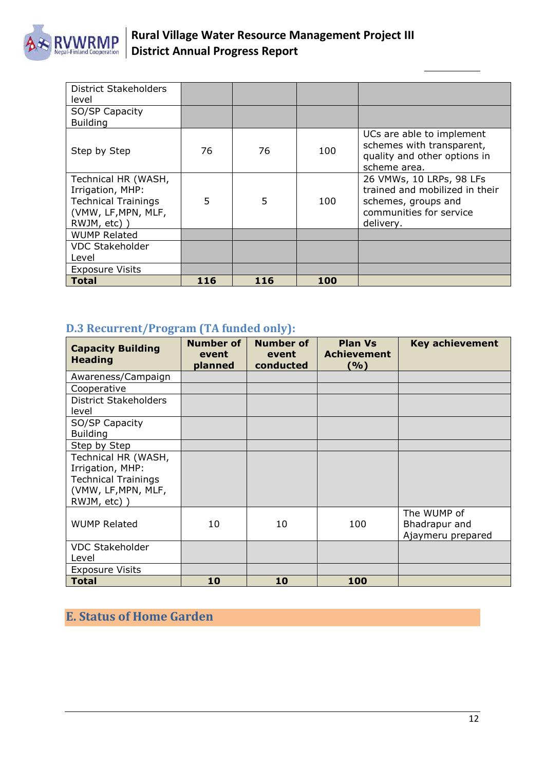| | | | | |
|---|---|---|---|---|
| District Stakeholders level | | | | |
| SO/SP Capacity Building | | | | |
| Step by Step | 76 | 76 | 100 | UCs are able to implement schemes with transparent, quality and other options in scheme area. |
| Technical HR (WASH, Irrigation, MHP: Technical Trainings (VMW, LF,MPN, MLF, RWJM, etc) ) | 5 | 5 | 100 | 26 VMWs, 10 LRPs, 98 LFs trained and mobilized in their schemes, groups and communities for service delivery. |
| WUMP Related | | | | |
| VDC Stakeholder Level | | | | |
| Exposure Visits | | | | |
| **Total** | **116** | **116** | **100** | |

## D.3 Recurrent/Program (TA funded only):

| Capacity Building Heading | Number of event planned | Number of event conducted | Plan Vs Achievement (%) | Key achievement |
|---|---|---|---|---|
| Awareness/Campaign | | | | |
| Cooperative | | | | |
| District Stakeholders level | | | | |
| SO/SP Capacity Building | | | | |
| Step by Step | | | | |
| Technical HR (WASH, Irrigation, MHP: Technical Trainings (VMW, LF,MPN, MLF, RWJM, etc) ) | | | | |
| WUMP Related | 10 | 10 | 100 | The WUMP of Bhadrapur and Ajaymeru prepared |
| VDC Stakeholder Level | | | | |
| Exposure Visits | | | | |
| **Total** | **10** | **10** | **100** | |

# E. Status of Home Garden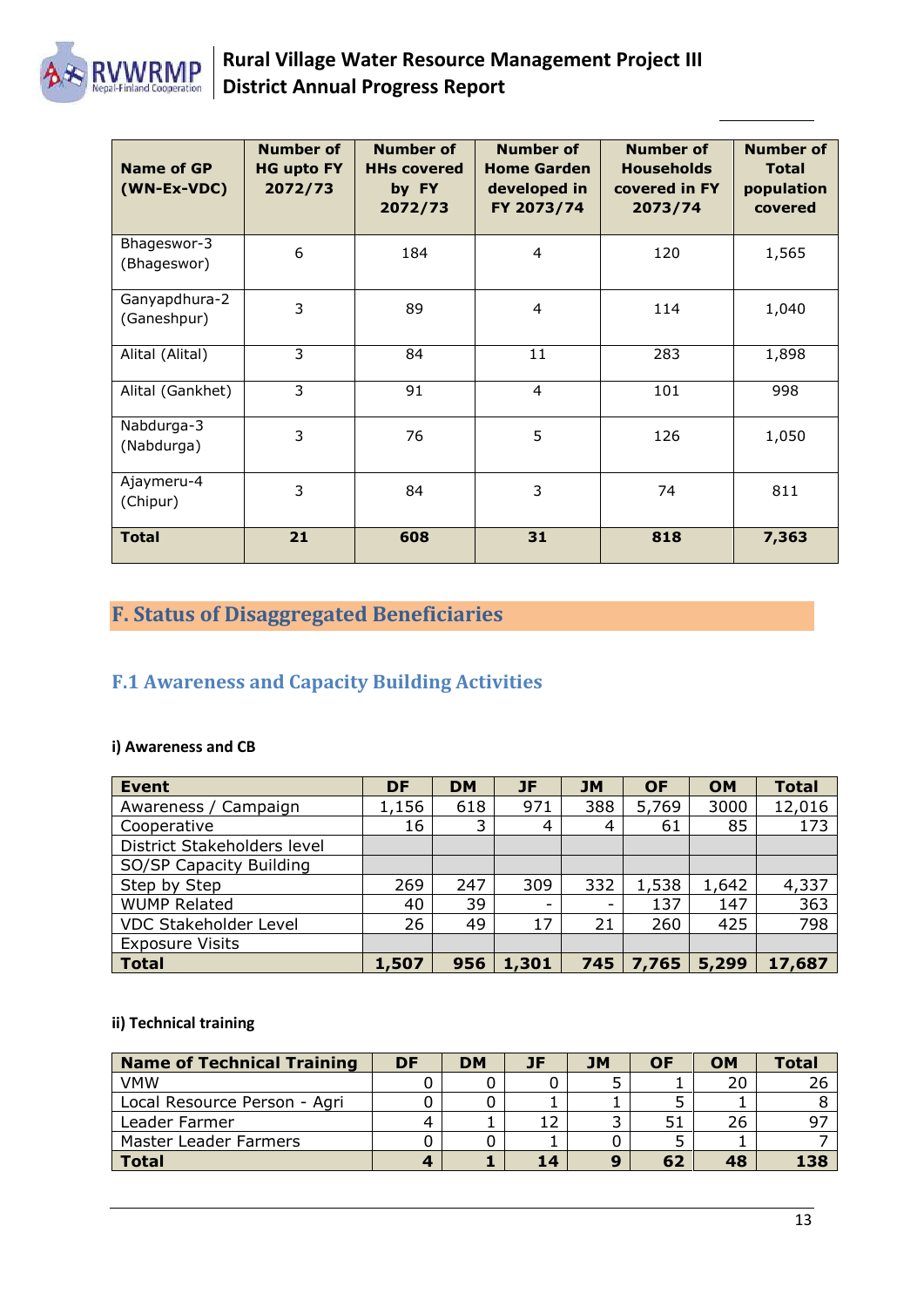| Name of GP (WN-Ex-VDC) | Number of HG upto FY 2072/73 | Number of HHs covered by FY 2072/73 | Number of Home Garden developed in FY 2073/74 | Number of Households covered in FY 2073/74 | Number of Total population covered |
|---|---|---|---|---|---|
| Bhageswor-3 (Bhageswor) | 6 | 184 | 4 | 120 | 1,565 |
| Ganyapdhura-2 (Ganeshpur) | 3 | 89 | 4 | 114 | 1,040 |
| Alital (Alital) | 3 | 84 | 11 | 283 | 1,898 |
| Alital (Gankhet) | 3 | 91 | 4 | 101 | 998 |
| Nabdurga-3 (Nabdurga) | 3 | 76 | 5 | 126 | 1,050 |
| Ajaymeru-4 (Chipur) | 3 | 84 | 3 | 74 | 811 |
| **Total** | **21** | **608** | **31** | **818** | **7,363** |

# F. Status of Disaggregated Beneficiaries

## F.1 Awareness and Capacity Building Activities

### i) Awareness and CB

| Event | DF | DM | JF | JM | OF | OM | Total |
|---|---|---|---|---|---|---|---|
| Awareness / Campaign | 1,156 | 618 | 971 | 388 | 5,769 | 3000 | 12,016 |
| Cooperative | 16 | 3 | 4 | 4 | 61 | 85 | 173 |
| District Stakeholders level | | | | | | | |
| SO/SP Capacity Building | | | | | | | |
| Step by Step | 269 | 247 | 309 | 332 | 1,538 | 1,642 | 4,337 |
| WUMP Related | 40 | 39 | - | - | 137 | 147 | 363 |
| VDC Stakeholder Level | 26 | 49 | 17 | 21 | 260 | 425 | 798 |
| Exposure Visits | | | | | | | |
| **Total** | **1,507** | **956** | **1,301** | **745** | **7,765** | **5,299** | **17,687** |

### ii) Technical training

| Name of Technical Training | DF | DM | JF | JM | OF | OM | Total |
|---|---|---|---|---|---|---|---|
| VMW | 0 | 0 | 0 | 5 | 1 | 20 | 26 |
| Local Resource Person - Agri | 0 | 0 | 1 | 1 | 5 | 1 | 8 |
| Leader Farmer | 4 | 1 | 12 | 3 | 51 | 26 | 97 |
| Master Leader Farmers | 0 | 0 | 1 | 0 | 5 | 1 | 7 |
| **Total** | **4** | **1** | **14** | **9** | **62** | **48** | **138** |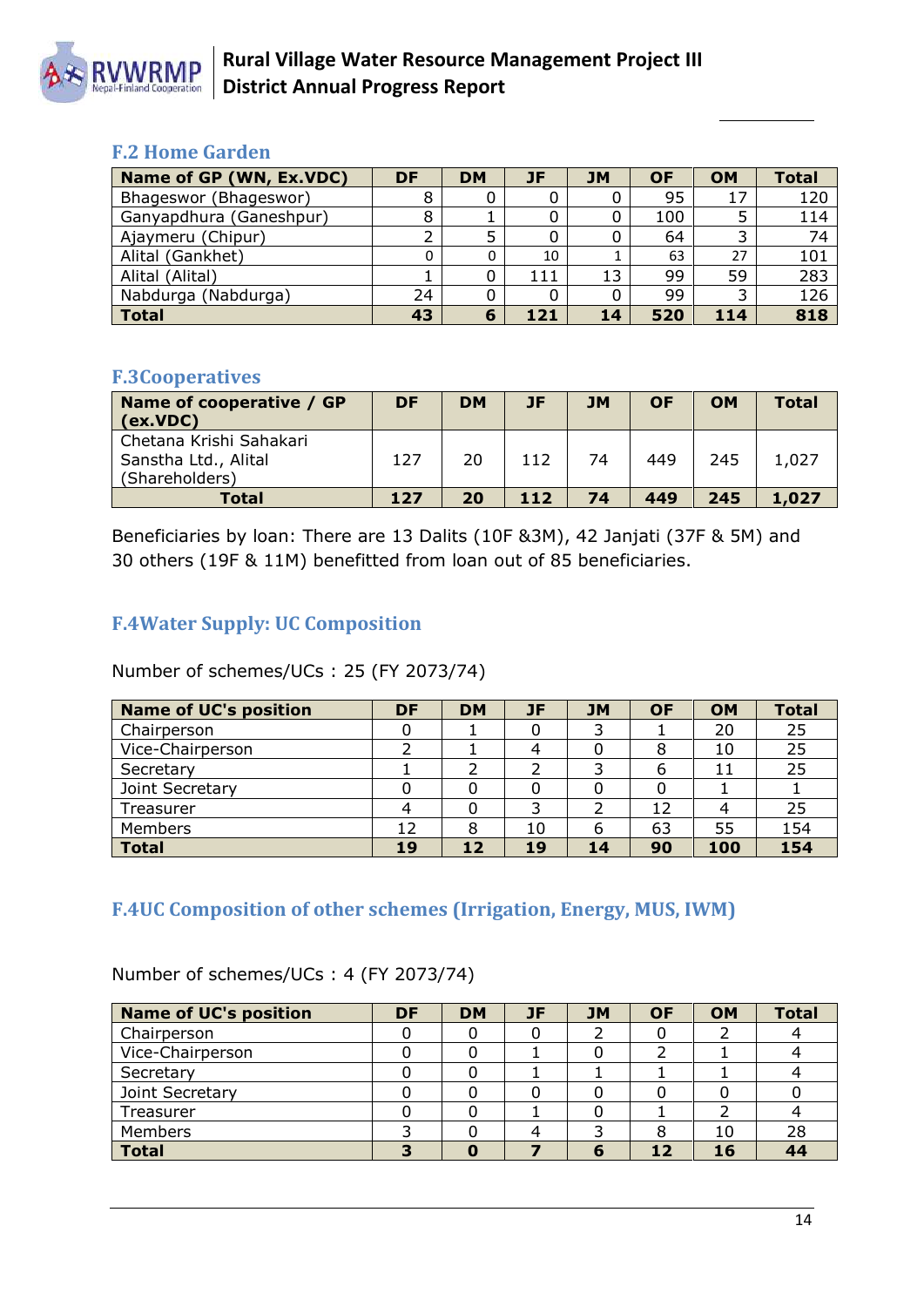## F.2 Home Garden

| Name of GP (WN, Ex.VDC) | DF | DM | JF | JM | OF | OM | Total |
|---|---|---|---|---|---|---|---|
| Bhageswor (Bhageswor) | 8 | 0 | 0 | 0 | 95 | 17 | 120 |
| Ganyapdhura (Ganeshpur) | 8 | 1 | 0 | 0 | 100 | 5 | 114 |
| Ajaymeru (Chipur) | 2 | 5 | 0 | 0 | 64 | 3 | 74 |
| Alital (Gankhet) | 0 | 0 | 10 | 1 | 63 | 27 | 101 |
| Alital (Alital) | 1 | 0 | 111 | 13 | 99 | 59 | 283 |
| Nabdurga (Nabdurga) | 24 | 0 | 0 | 0 | 99 | 3 | 126 |
| **Total** | **43** | **6** | **121** | **14** | **520** | **114** | **818** |

## F.3Cooperatives

| Name of cooperative / GP (ex.VDC) | DF | DM | JF | JM | OF | OM | Total |
|---|---|---|---|---|---|---|---|
| Chetana Krishi Sahakari Sanstha Ltd., Alital (Shareholders) | 127 | 20 | 112 | 74 | 449 | 245 | 1,027 |
| **Total** | **127** | **20** | **112** | **74** | **449** | **245** | **1,027** |

Beneficiaries by loan: There are 13 Dalits (10F &3M), 42 Janjati (37F & 5M) and 30 others (19F & 11M) benefitted from loan out of 85 beneficiaries.

## F.4Water Supply: UC Composition

Number of schemes/UCs : 25 (FY 2073/74)

| Name of UC's position | DF | DM | JF | JM | OF | OM | Total |
|---|---|---|---|---|---|---|---|
| Chairperson | 0 | 1 | 0 | 3 | 1 | 20 | 25 |
| Vice-Chairperson | 2 | 1 | 4 | 0 | 8 | 10 | 25 |
| Secretary | 1 | 2 | 2 | 3 | 6 | 11 | 25 |
| Joint Secretary | 0 | 0 | 0 | 0 | 0 | 1 | 1 |
| Treasurer | 4 | 0 | 3 | 2 | 12 | 4 | 25 |
| Members | 12 | 8 | 10 | 6 | 63 | 55 | 154 |
| **Total** | **19** | **12** | **19** | **14** | **90** | **100** | **154** |

## F.4UC Composition of other schemes (Irrigation, Energy, MUS, IWM)

Number of schemes/UCs : 4 (FY 2073/74)

| Name of UC's position | DF | DM | JF | JM | OF | OM | Total |
|---|---|---|---|---|---|---|---|
| Chairperson | 0 | 0 | 0 | 2 | 0 | 2 | 4 |
| Vice-Chairperson | 0 | 0 | 1 | 0 | 2 | 1 | 4 |
| Secretary | 0 | 0 | 1 | 1 | 1 | 1 | 4 |
| Joint Secretary | 0 | 0 | 0 | 0 | 0 | 0 | 0 |
| Treasurer | 0 | 0 | 1 | 0 | 1 | 2 | 4 |
| Members | 3 | 0 | 4 | 3 | 8 | 10 | 28 |
| **Total** | **3** | **0** | **7** | **6** | **12** | **16** | **44** |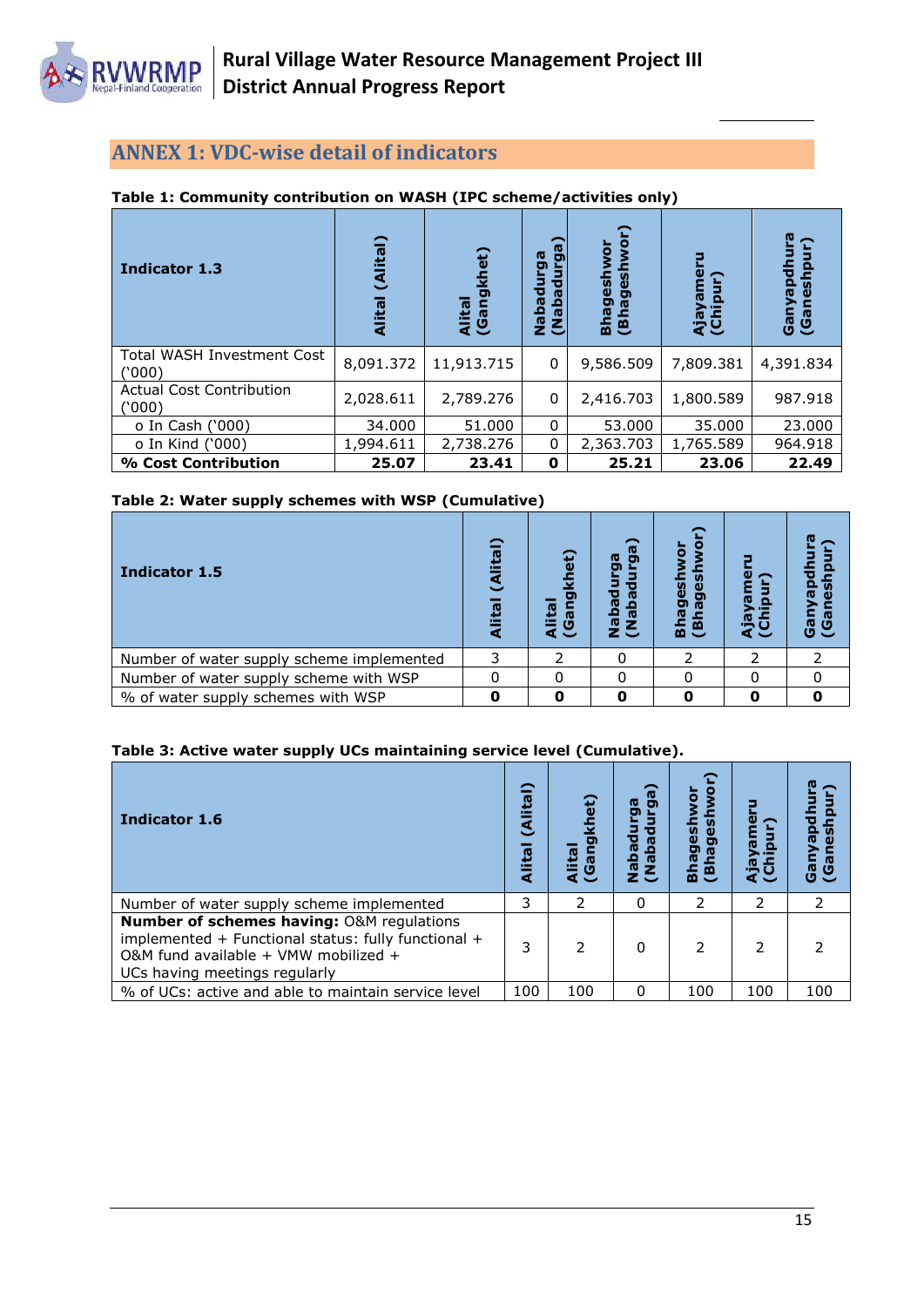## ANNEX 1: VDC-wise detail of indicators

**Table 1: Community contribution on WASH (IPC scheme/activities only)**

| Indicator 1.3 | Alital (Alital) | Alital (Gangkhet) | Nabadurga (Nabadurga) | Bhageshwor (Bhageshwor) | Ajayameru (Chipur) | Ganyapdhura (Ganeshpur) |
|---|---|---|---|---|---|---|
| Total WASH Investment Cost ('000) | 8,091.372 | 11,913.715 | 0 | 9,586.509 | 7,809.381 | 4,391.834 |
| Actual Cost Contribution ('000) | 2,028.611 | 2,789.276 | 0 | 2,416.703 | 1,800.589 | 987.918 |
| o In Cash ('000) | 34.000 | 51.000 | 0 | 53.000 | 35.000 | 23.000 |
| o In Kind ('000) | 1,994.611 | 2,738.276 | 0 | 2,363.703 | 1,765.589 | 964.918 |
| **% Cost Contribution** | **25.07** | **23.41** | **0** | **25.21** | **23.06** | **22.49** |

**Table 2: Water supply schemes with WSP (Cumulative)**

| Indicator 1.5 | Alital (Alital) | Alital (Gangkhet) | Nabadurga (Nabadurga) | Bhageshwor (Bhageshwor) | Ajayameru (Chipur) | Ganyapdhura (Ganeshpur) |
|---|---|---|---|---|---|---|
| Number of water supply scheme implemented | 3 | 2 | 0 | 2 | 2 | 2 |
| Number of water supply scheme with WSP | 0 | 0 | 0 | 0 | 0 | 0 |
| % of water supply schemes with WSP | **0** | **0** | **0** | **0** | **0** | **0** |

**Table 3: Active water supply UCs maintaining service level (Cumulative).**

| Indicator 1.6 | Alital (Alital) | Alital (Gangkhet) | Nabadurga (Nabadurga) | Bhageshwor (Bhageshwor) | Ajayameru (Chipur) | Ganyapdhura (Ganeshpur) |
|---|---|---|---|---|---|---|
| Number of water supply scheme implemented | 3 | 2 | 0 | 2 | 2 | 2 |
| **Number of schemes having:** O&M regulations implemented + Functional status: fully functional + O&M fund available + VMW mobilized + UCs having meetings regularly | 3 | 2 | 0 | 2 | 2 | 2 |
| % of UCs: active and able to maintain service level | 100 | 100 | 0 | 100 | 100 | 100 |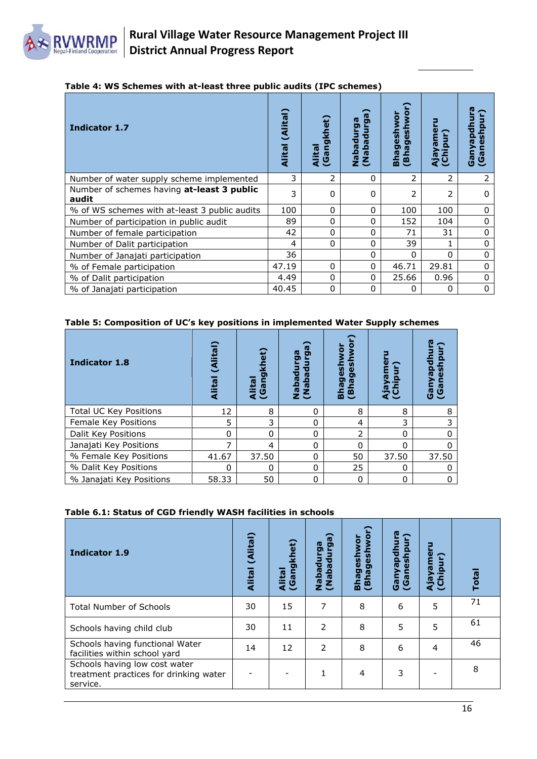**Table 4: WS Schemes with at-least three public audits (IPC schemes)**

| Indicator 1.7 | Alital (Alital) | Alital (Gangkhet) | Nabadurga (Nabadurga) | Bhageshwor (Bhageshwor) | Ajayameru (Chipur) | Ganyapdhura (Ganeshpur) |
|---|---|---|---|---|---|---|
| Number of water supply scheme implemented | 3 | 2 | 0 | 2 | 2 | 2 |
| Number of schemes having **at-least 3 public audit** | 3 | 0 | 0 | 2 | 2 | 0 |
| % of WS schemes with at-least 3 public audits | 100 | 0 | 0 | 100 | 100 | 0 |
| Number of participation in public audit | 89 | 0 | 0 | 152 | 104 | 0 |
| Number of female participation | 42 | 0 | 0 | 71 | 31 | 0 |
| Number of Dalit participation | 4 | 0 | 0 | 39 | 1 | 0 |
| Number of Janajati participation | 36 | | 0 | 0 | 0 | 0 |
| % of Female participation | 47.19 | 0 | 0 | 46.71 | 29.81 | 0 |
| % of Dalit participation | 4.49 | 0 | 0 | 25.66 | 0.96 | 0 |
| % of Janajati participation | 40.45 | 0 | 0 | 0 | 0 | 0 |

**Table 5: Composition of UC's key positions in implemented Water Supply schemes**

| Indicator 1.8 | Alital (Alital) | Alital (Gangkhet) | Nabadurga (Nabadurga) | Bhageshwor (Bhageshwor) | Ajayameru (Chipur) | Ganyapdhura (Ganeshpur) |
|---|---|---|---|---|---|---|
| Total UC Key Positions | 12 | 8 | 0 | 8 | 8 | 8 |
| Female Key Positions | 5 | 3 | 0 | 4 | 3 | 3 |
| Dalit Key Positions | 0 | 0 | 0 | 2 | 0 | 0 |
| Janajati Key Positions | 7 | 4 | 0 | 0 | 0 | 0 |
| % Female Key Positions | 41.67 | 37.50 | 0 | 50 | 37.50 | 37.50 |
| % Dalit Key Positions | 0 | 0 | 0 | 25 | 0 | 0 |
| % Janajati Key Positions | 58.33 | 50 | 0 | 0 | 0 | 0 |

**Table 6.1: Status of CGD friendly WASH facilities in schools**

| Indicator 1.9 | Alital (Alital) | Alital (Gangkhet) | Nabadurga (Nabadurga) | Bhageshwor (Bhageshwor) | Ganyapdhura (Ganeshpur) | Ajayameru (Chipur) | Total |
|---|---|---|---|---|---|---|---|
| Total Number of Schools | 30 | 15 | 7 | 8 | 6 | 5 | 71 |
| Schools having child club | 30 | 11 | 2 | 8 | 5 | 5 | 61 |
| Schools having functional Water facilities within school yard | 14 | 12 | 2 | 8 | 6 | 4 | 46 |
| Schools having low cost water treatment practices for drinking water service. | - | - | 1 | 4 | 3 | - | 8 |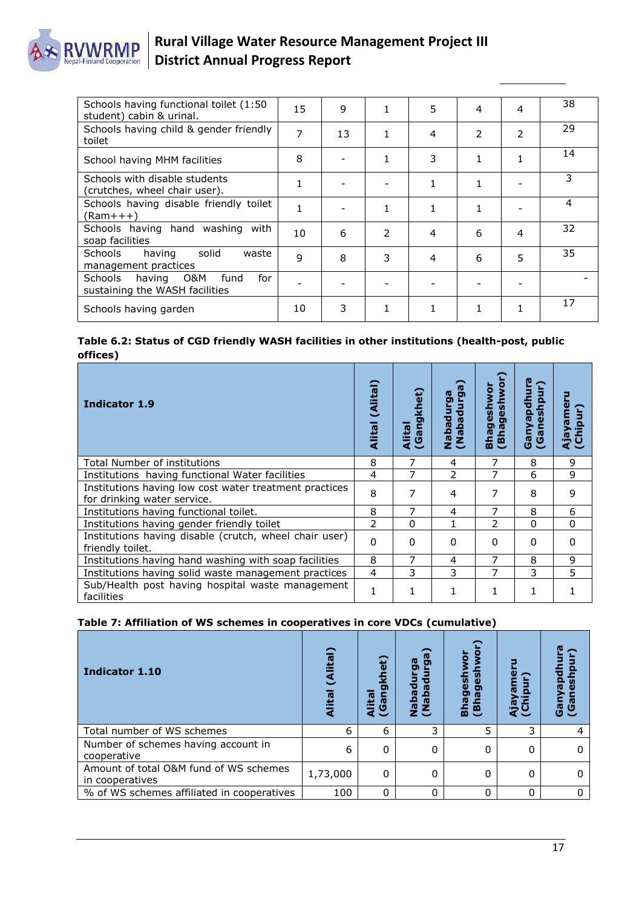| | | | | | | | |
|---|---|---|---|---|---|---|---|
| Schools having functional toilet (1:50 student) cabin & urinal. | 15 | 9 | 1 | 5 | 4 | 4 | 38 |
| Schools having child & gender friendly toilet | 7 | 13 | 1 | 4 | 2 | 2 | 29 |
| School having MHM facilities | 8 | - | 1 | 3 | 1 | 1 | 14 |
| Schools with disable students (crutches, wheel chair user). | 1 | - | - | 1 | 1 | - | 3 |
| Schools having disable friendly toilet (Ram+++) | 1 | - | 1 | 1 | 1 | - | 4 |
| Schools having hand washing with soap facilities | 10 | 6 | 2 | 4 | 6 | 4 | 32 |
| Schools having solid waste management practices | 9 | 8 | 3 | 4 | 6 | 5 | 35 |
| Schools having O&M fund for sustaining the WASH facilities | - | - | - | - | - | - | - |
| Schools having garden | 10 | 3 | 1 | 1 | 1 | 1 | 17 |

**Table 6.2: Status of CGD friendly WASH facilities in other institutions (health-post, public offices)**

| Indicator 1.9 | Alital (Alital) | Alital (Gangkhet) | Nabadurga (Nabadurga) | Bhageshwor (Bhageshwor) | Ganyapdhura (Ganeshpur) | Ajayameru (Chipur) |
|---|---|---|---|---|---|---|
| Total Number of institutions | 8 | 7 | 4 | 7 | 8 | 9 |
| Institutions having functional Water facilities | 4 | 7 | 2 | 7 | 6 | 9 |
| Institutions having low cost water treatment practices for drinking water service. | 8 | 7 | 4 | 7 | 8 | 9 |
| Institutions having functional toilet. | 8 | 7 | 4 | 7 | 8 | 6 |
| Institutions having gender friendly toilet | 2 | 0 | 1 | 2 | 0 | 0 |
| Institutions having disable (crutch, wheel chair user) friendly toilet. | 0 | 0 | 0 | 0 | 0 | 0 |
| Institutions having hand washing with soap facilities | 8 | 7 | 4 | 7 | 8 | 9 |
| Institutions having solid waste management practices | 4 | 3 | 3 | 7 | 3 | 5 |
| Sub/Health post having hospital waste management facilities | 1 | 1 | 1 | 1 | 1 | 1 |

**Table 7: Affiliation of WS schemes in cooperatives in core VDCs (cumulative)**

| Indicator 1.10 | Alital (Alital) | Alital (Gangkhet) | Nabadurga (Nabadurga) | Bhageshwor (Bhageshwor) | Ajayameru (Chipur) | Ganyapdhura (Ganeshpur) |
|---|---|---|---|---|---|---|
| Total number of WS schemes | 6 | 6 | 3 | 5 | 3 | 4 |
| Number of schemes having account in cooperative | 6 | 0 | 0 | 0 | 0 | 0 |
| Amount of total O&M fund of WS schemes in cooperatives | 1,73,000 | 0 | 0 | 0 | 0 | 0 |
| % of WS schemes affiliated in cooperatives | 100 | 0 | 0 | 0 | 0 | 0 |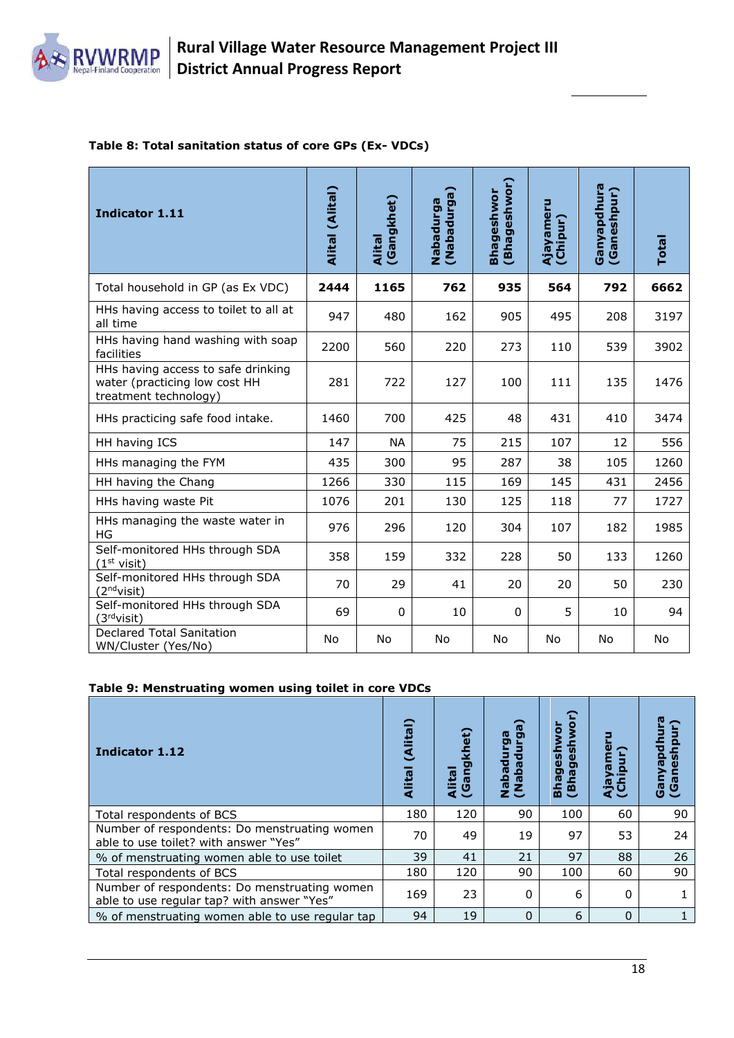**Table 8: Total sanitation status of core GPs (Ex- VDCs)**

| Indicator 1.11 | Alital (Alital) | Alital (Gangkhet) | Nabadurga (Nabadurga) | Bhageshwor (Bhageshwor) | Ajayameru (Chipur) | Ganyapdhura (Ganeshpur) | Total |
|---|---|---|---|---|---|---|---|
| Total household in GP (as Ex VDC) | **2444** | **1165** | **762** | **935** | **564** | **792** | **6662** |
| HHs having access to toilet to all at all time | 947 | 480 | 162 | 905 | 495 | 208 | 3197 |
| HHs having hand washing with soap facilities | 2200 | 560 | 220 | 273 | 110 | 539 | 3902 |
| HHs having access to safe drinking water (practicing low cost HH treatment technology) | 281 | 722 | 127 | 100 | 111 | 135 | 1476 |
| HHs practicing safe food intake. | 1460 | 700 | 425 | 48 | 431 | 410 | 3474 |
| HH having ICS | 147 | NA | 75 | 215 | 107 | 12 | 556 |
| HHs managing the FYM | 435 | 300 | 95 | 287 | 38 | 105 | 1260 |
| HH having the Chang | 1266 | 330 | 115 | 169 | 145 | 431 | 2456 |
| HHs having waste Pit | 1076 | 201 | 130 | 125 | 118 | 77 | 1727 |
| HHs managing the waste water in HG | 976 | 296 | 120 | 304 | 107 | 182 | 1985 |
| Self-monitored HHs through SDA (1st visit) | 358 | 159 | 332 | 228 | 50 | 133 | 1260 |
| Self-monitored HHs through SDA (2nd visit) | 70 | 29 | 41 | 20 | 20 | 50 | 230 |
| Self-monitored HHs through SDA (3rd visit) | 69 | 0 | 10 | 0 | 5 | 10 | 94 |
| Declared Total Sanitation WN/Cluster (Yes/No) | No | No | No | No | No | No | No |

**Table 9: Menstruating women using toilet in core VDCs**

| Indicator 1.12 | Alital (Alital) | Alital (Gangkhet) | Nabadurga (Nabadurga) | Bhageshwor (Bhageshwor) | Ajayameru (Chipur) | Ganyapdhura (Ganeshpur) |
|---|---|---|---|---|---|---|
| Total respondents of BCS | 180 | 120 | 90 | 100 | 60 | 90 |
| Number of respondents: Do menstruating women able to use toilet? with answer "Yes" | 70 | 49 | 19 | 97 | 53 | 24 |
| % of menstruating women able to use toilet | 39 | 41 | 21 | 97 | 88 | 26 |
| Total respondents of BCS | 180 | 120 | 90 | 100 | 60 | 90 |
| Number of respondents: Do menstruating women able to use regular tap? with answer "Yes" | 169 | 23 | 0 | 6 | 0 | 1 |
| % of menstruating women able to use regular tap | 94 | 19 | 0 | 6 | 0 | 1 |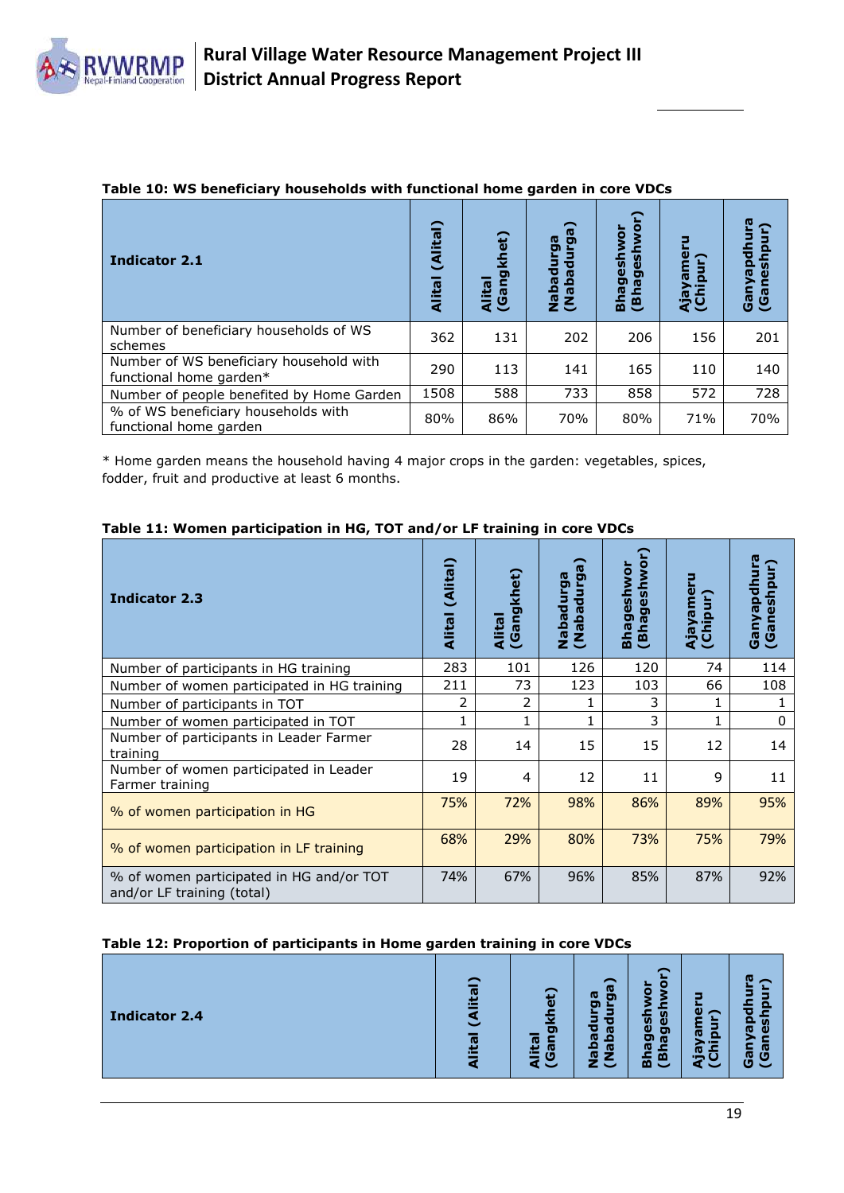**Table 10: WS beneficiary households with functional home garden in core VDCs**

| Indicator 2.1 | Alital (Alital) | Alital (Gangkhet) | Nabadurga (Nabadurga) | Bhageshwor (Bhageshwor) | Ajayameru (Chipur) | Ganyapdhura (Ganeshpur) |
|---|---|---|---|---|---|---|
| Number of beneficiary households of WS schemes | 362 | 131 | 202 | 206 | 156 | 201 |
| Number of WS beneficiary household with functional home garden* | 290 | 113 | 141 | 165 | 110 | 140 |
| Number of people benefited by Home Garden | 1508 | 588 | 733 | 858 | 572 | 728 |
| % of WS beneficiary households with functional home garden | 80% | 86% | 70% | 80% | 71% | 70% |

* Home garden means the household having 4 major crops in the garden: vegetables, spices, fodder, fruit and productive at least 6 months.

**Table 11: Women participation in HG, TOT and/or LF training in core VDCs**

| Indicator 2.3 | Alital (Alital) | Alital (Gangkhet) | Nabadurga (Nabadurga) | Bhageshwor (Bhageshwor) | Ajayameru (Chipur) | Ganyapdhura (Ganeshpur) |
|---|---|---|---|---|---|---|
| Number of participants in HG training | 283 | 101 | 126 | 120 | 74 | 114 |
| Number of women participated in HG training | 211 | 73 | 123 | 103 | 66 | 108 |
| Number of participants in TOT | 2 | 2 | 1 | 3 | 1 | 1 |
| Number of women participated in TOT | 1 | 1 | 1 | 3 | 1 | 0 |
| Number of participants in Leader Farmer training | 28 | 14 | 15 | 15 | 12 | 14 |
| Number of women participated in Leader Farmer training | 19 | 4 | 12 | 11 | 9 | 11 |
| % of women participation in HG | 75% | 72% | 98% | 86% | 89% | 95% |
| % of women participation in LF training | 68% | 29% | 80% | 73% | 75% | 79% |
| % of women participated in HG and/or TOT and/or LF training (total) | 74% | 67% | 96% | 85% | 87% | 92% |

**Table 12: Proportion of participants in Home garden training in core VDCs**

| Indicator 2.4 | Alital (Alital) | Alital (Gangkhet) | Nabadurga (Nabadurga) | Bhageshwor (Bhageshwor) | Ajayameru (Chipur) | Ganyapdhura (Ganeshpur) |
|---|---|---|---|---|---|---|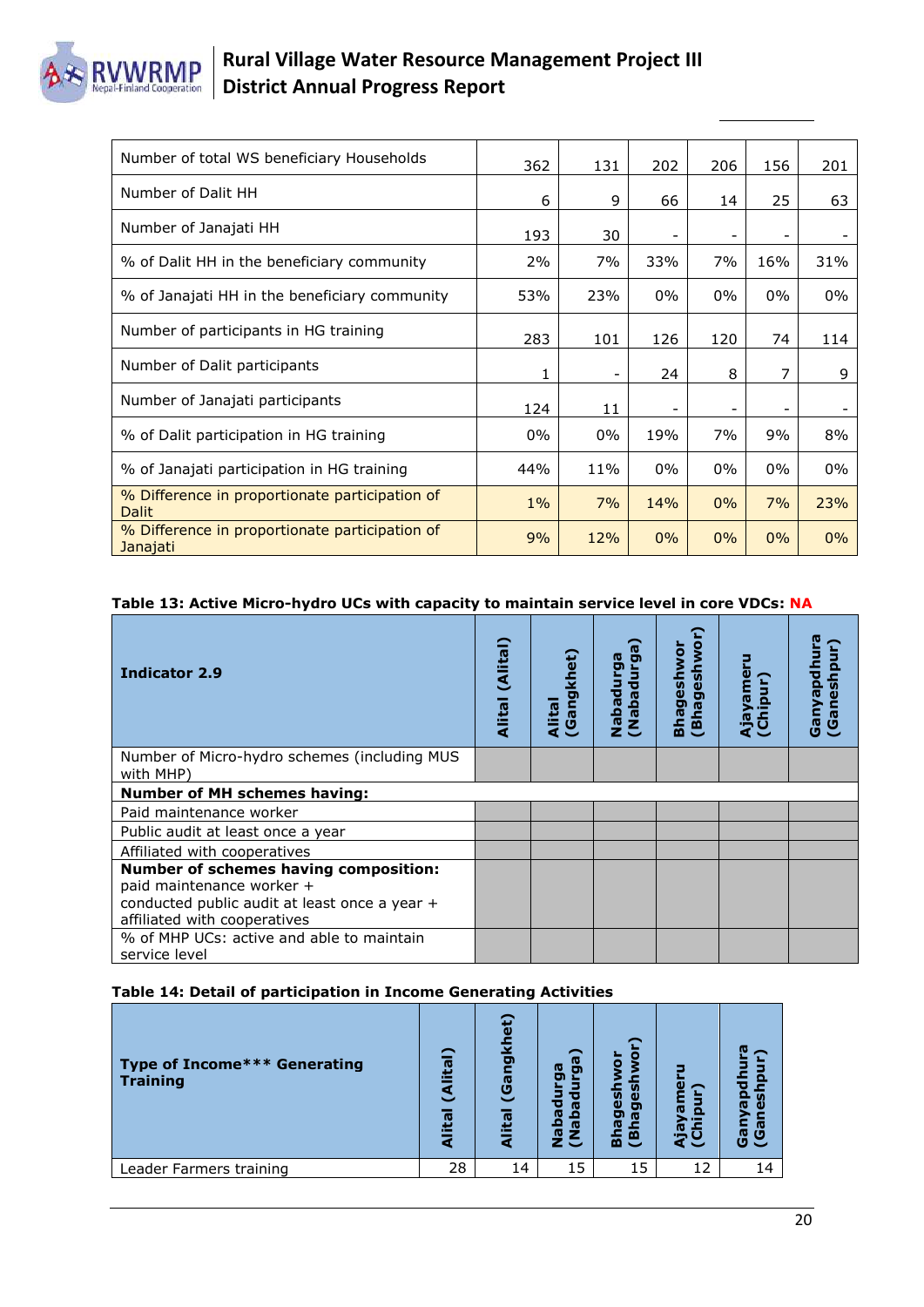| | | | | | | |
|---|---|---|---|---|---|---|
| Number of total WS beneficiary Households | 362 | 131 | 202 | 206 | 156 | 201 |
| Number of Dalit HH | 6 | 9 | 66 | 14 | 25 | 63 |
| Number of Janajati HH | 193 | 30 | - | - | - | - |
| % of Dalit HH in the beneficiary community | 2% | 7% | 33% | 7% | 16% | 31% |
| % of Janajati HH in the beneficiary community | 53% | 23% | 0% | 0% | 0% | 0% |
| Number of participants in HG training | 283 | 101 | 126 | 120 | 74 | 114 |
| Number of Dalit participants | 1 | - | 24 | 8 | 7 | 9 |
| Number of Janajati participants | 124 | 11 | - | - | - | - |
| % of Dalit participation in HG training | 0% | 0% | 19% | 7% | 9% | 8% |
| % of Janajati participation in HG training | 44% | 11% | 0% | 0% | 0% | 0% |
| % Difference in proportionate participation of Dalit | 1% | 7% | 14% | 0% | 7% | 23% |
| % Difference in proportionate participation of Janajati | 9% | 12% | 0% | 0% | 0% | 0% |

**Table 13: Active Micro-hydro UCs with capacity to maintain service level in core VDCs: NA**

| **Indicator 2.9** | Alital (Alital) | Alital (Gangkhet) | Nabadurga (Nabadurga) | Bhageshwor (Bhageshwor) | Ajayameru (Chipur) | Ganyapdhura (Ganeshpur) |
|---|---|---|---|---|---|---|
| Number of Micro-hydro schemes (including MUS with MHP) | | | | | | |
| **Number of MH schemes having:** | | | | | | |
| Paid maintenance worker | | | | | | |
| Public audit at least once a year | | | | | | |
| Affiliated with cooperatives | | | | | | |
| **Number of schemes having composition:** paid maintenance worker + conducted public audit at least once a year + affiliated with cooperatives | | | | | | |
| % of MHP UCs: active and able to maintain service level | | | | | | |

**Table 14: Detail of participation in Income Generating Activities**

| **Type of Income*** Generating Training** | Alital (Alital) | Alital (Gangkhet) | Nabadurga (Nabadurga) | Bhageshwor (Bhageshwor) | Ajayameru (Chipur) | Ganyapdhura (Ganeshpur) |
|---|---|---|---|---|---|---|
| Leader Farmers training | 28 | 14 | 15 | 15 | 12 | 14 |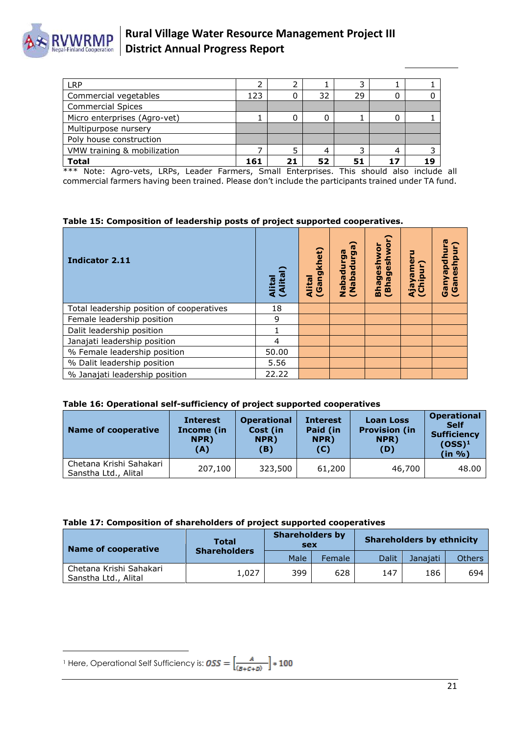| LRP | 2 | 2 | 1 | 3 | 1 | 1 |
|---|---|---|---|---|---|---|
| Commercial vegetables | 123 | 0 | 32 | 29 | 0 | 0 |
| Commercial Spices | | | | | | |
| Micro enterprises (Agro-vet) | 1 | 0 | 0 | 1 | 0 | 1 |
| Multipurpose nursery | | | | | | |
| Poly house construction | | | | | | |
| VMW training & mobilization | 7 | 5 | 4 | 3 | 4 | 3 |
| **Total** | **161** | **21** | **52** | **51** | **17** | **19** |

*** Note: Agro-vets, LRPs, Leader Farmers, Small Enterprises. This should also include all commercial farmers having been trained. Please don't include the participants trained under TA fund.

**Table 15: Composition of leadership posts of project supported cooperatives.**

| Indicator 2.11 | Alital (Alital) | Alital (Gangkhet) | Nabadurga (Nabadurga) | Bhageshwor (Bhageshwor) | Ajayameru (Chipur) | Ganyapdhura (Ganeshpur) |
|---|---|---|---|---|---|---|
| Total leadership position of cooperatives | 18 | | | | | |
| Female leadership position | 9 | | | | | |
| Dalit leadership position | 1 | | | | | |
| Janajati leadership position | 4 | | | | | |
| % Female leadership position | 50.00 | | | | | |
| % Dalit leadership position | 5.56 | | | | | |
| % Janajati leadership position | 22.22 | | | | | |

**Table 16: Operational self-sufficiency of project supported cooperatives**

| Name of cooperative | Interest Income (in NPR) (A) | Operational Cost (in NPR) (B) | Interest Paid (in NPR) (C) | Loan Loss Provision (in NPR) (D) | Operational Self Sufficiency (OSS)[1] (in %) |
|---|---|---|---|---|---|
| Chetana Krishi Sahakari Sanstha Ltd., Alital | 207,100 | 323,500 | 61,200 | 46,700 | 48.00 |

**Table 17: Composition of shareholders of project supported cooperatives**

| Name of cooperative | Total Shareholders | Shareholders by sex | | Shareholders by ethnicity | | |
|---|---|---|---|---|---|---|
| | | Male | Female | Dalit | Janajati | Others |
| Chetana Krishi Sahakari Sanstha Ltd., Alital | 1,027 | 399 | 628 | 147 | 186 | 694 |

[1] Here, Operational Self Sufficiency is: $OSS = \left[\frac{A}{(B+C+D)}\right] * 100$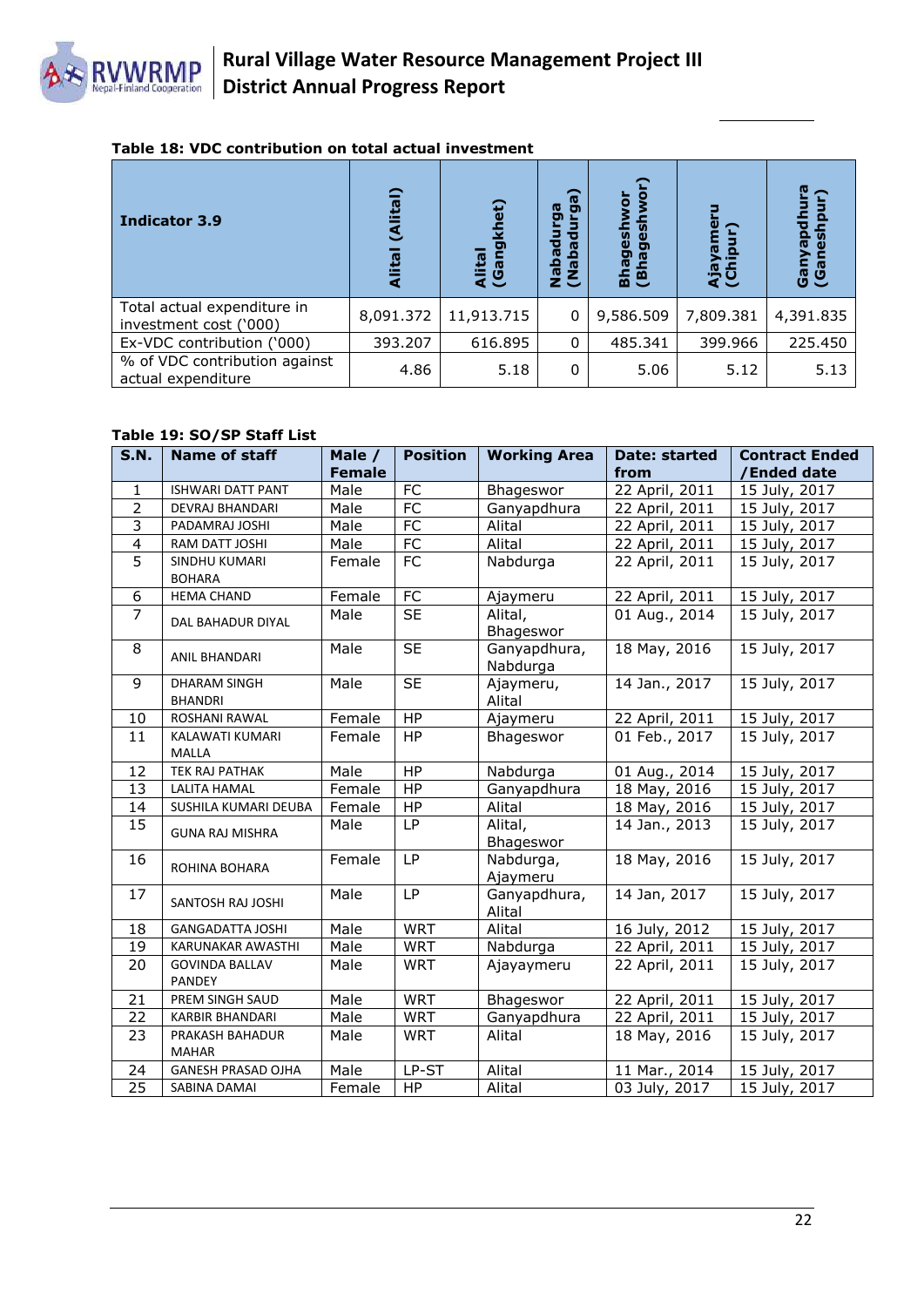**Table 18: VDC contribution on total actual investment**

| Indicator 3.9 | Alital (Alital) | Alital (Gangkhet) | Nabadurga (Nabadurga) | Bhageshwor (Bhageshwor) | Ajayameru (Chipur) | Ganyapdhura (Ganeshpur) |
|---|---|---|---|---|---|---|
| Total actual expenditure in investment cost ('000) | 8,091.372 | 11,913.715 | 0 | 9,586.509 | 7,809.381 | 4,391.835 |
| Ex-VDC contribution ('000) | 393.207 | 616.895 | 0 | 485.341 | 399.966 | 225.450 |
| % of VDC contribution against actual expenditure | 4.86 | 5.18 | 0 | 5.06 | 5.12 | 5.13 |

**Table 19: SO/SP Staff List**

| S.N. | Name of staff | Male / Female | Position | Working Area | Date: started from | Contract Ended /Ended date |
|---|---|---|---|---|---|---|
| 1 | ISHWARI DATT PANT | Male | FC | Bhageswor | 22 April, 2011 | 15 July, 2017 |
| 2 | DEVRAJ BHANDARI | Male | FC | Ganyapdhura | 22 April, 2011 | 15 July, 2017 |
| 3 | PADAMRAJ JOSHI | Male | FC | Alital | 22 April, 2011 | 15 July, 2017 |
| 4 | RAM DATT JOSHI | Male | FC | Alital | 22 April, 2011 | 15 July, 2017 |
| 5 | SINDHU KUMARI BOHARA | Female | FC | Nabdurga | 22 April, 2011 | 15 July, 2017 |
| 6 | HEMA CHAND | Female | FC | Ajaymeru | 22 April, 2011 | 15 July, 2017 |
| 7 | DAL BAHADUR DIYAL | Male | SE | Alital, Bhageswor | 01 Aug., 2014 | 15 July, 2017 |
| 8 | ANIL BHANDARI | Male | SE | Ganyapdhura, Nabdurga | 18 May, 2016 | 15 July, 2017 |
| 9 | DHARAM SINGH BHANDRI | Male | SE | Ajaymeru, Alital | 14 Jan., 2017 | 15 July, 2017 |
| 10 | ROSHANI RAWAL | Female | HP | Ajaymeru | 22 April, 2011 | 15 July, 2017 |
| 11 | KALAWATI KUMARI MALLA | Female | HP | Bhageswor | 01 Feb., 2017 | 15 July, 2017 |
| 12 | TEK RAJ PATHAK | Male | HP | Nabdurga | 01 Aug., 2014 | 15 July, 2017 |
| 13 | LALITA HAMAL | Female | HP | Ganyapdhura | 18 May, 2016 | 15 July, 2017 |
| 14 | SUSHILA KUMARI DEUBA | Female | HP | Alital | 18 May, 2016 | 15 July, 2017 |
| 15 | GUNA RAJ MISHRA | Male | LP | Alital, Bhageswor | 14 Jan., 2013 | 15 July, 2017 |
| 16 | ROHINA BOHARA | Female | LP | Nabdurga, Ajaymeru | 18 May, 2016 | 15 July, 2017 |
| 17 | SANTOSH RAJ JOSHI | Male | LP | Ganyapdhura, Alital | 14 Jan, 2017 | 15 July, 2017 |
| 18 | GANGADATTA JOSHI | Male | WRT | Alital | 16 July, 2012 | 15 July, 2017 |
| 19 | KARUNAKAR AWASTHI | Male | WRT | Nabdurga | 22 April, 2011 | 15 July, 2017 |
| 20 | GOVINDA BALLAV PANDEY | Male | WRT | Ajayaymeru | 22 April, 2011 | 15 July, 2017 |
| 21 | PREM SINGH SAUD | Male | WRT | Bhageswor | 22 April, 2011 | 15 July, 2017 |
| 22 | KARBIR BHANDARI | Male | WRT | Ganyapdhura | 22 April, 2011 | 15 July, 2017 |
| 23 | PRAKASH BAHADUR MAHAR | Male | WRT | Alital | 18 May, 2016 | 15 July, 2017 |
| 24 | GANESH PRASAD OJHA | Male | LP-ST | Alital | 11 Mar., 2014 | 15 July, 2017 |
| 25 | SABINA DAMAI | Female | HP | Alital | 03 July, 2017 | 15 July, 2017 |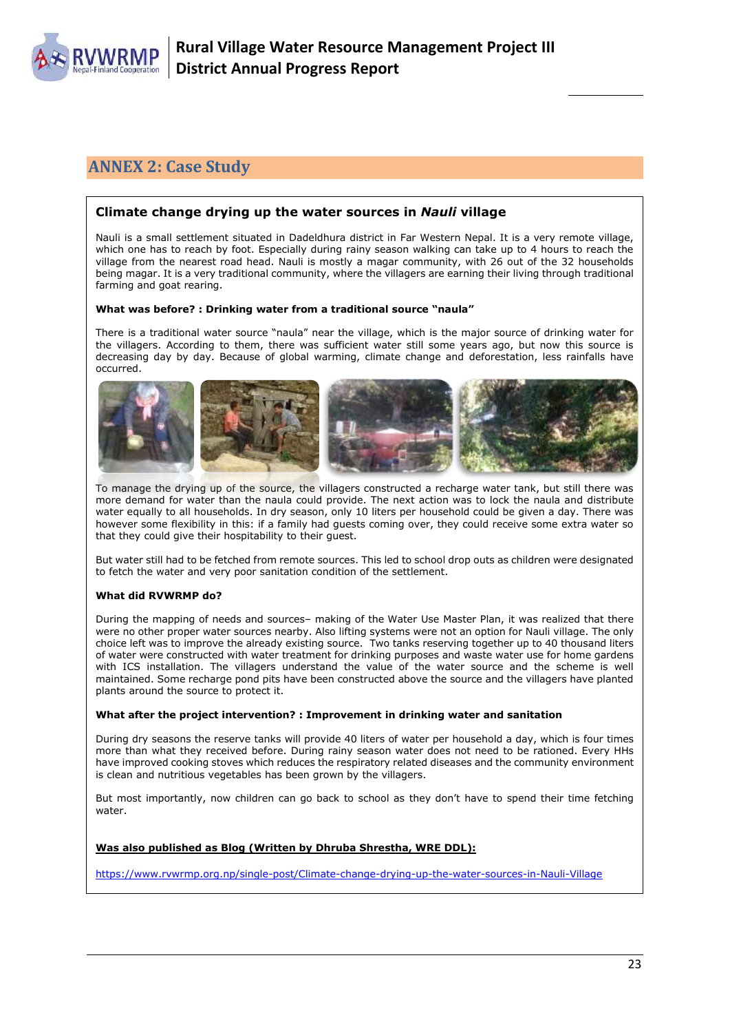# ANNEX 2: Case Study

## Climate change drying up the water sources in *Nauli* village

Nauli is a small settlement situated in Dadeldhura district in Far Western Nepal. It is a very remote village, which one has to reach by foot. Especially during rainy season walking can take up to 4 hours to reach the village from the nearest road head. Nauli is mostly a magar community, with 26 out of the 32 households being magar. It is a very traditional community, where the villagers are earning their living through traditional farming and goat rearing.

**What was before? : Drinking water from a traditional source "naula"**

There is a traditional water source "naula" near the village, which is the major source of drinking water for the villagers. According to them, there was sufficient water still some years ago, but now this source is decreasing day by day. Because of global warming, climate change and deforestation, less rainfalls have occurred.

To manage the drying up of the source, the villagers constructed a recharge water tank, but still there was more demand for water than the naula could provide. The next action was to lock the naula and distribute water equally to all households. In dry season, only 10 liters per household could be given a day. There was however some flexibility in this: if a family had guests coming over, they could receive some extra water so that they could give their hospitality to their guest.

But water still had to be fetched from remote sources. This led to school drop outs as children were designated to fetch the water and very poor sanitation condition of the settlement.

**What did RVWRMP do?**

During the mapping of needs and sources– making of the Water Use Master Plan, it was realized that there were no other proper water sources nearby. Also lifting systems were not an option for Nauli village. The only choice left was to improve the already existing source. Two tanks reserving together up to 40 thousand liters of water were constructed with water treatment for drinking purposes and waste water use for home gardens with ICS installation. The villagers understand the value of the water source and the scheme is well maintained. Some recharge pond pits have been constructed above the source and the villagers have planted plants around the source to protect it.

**What after the project intervention? : Improvement in drinking water and sanitation**

During dry seasons the reserve tanks will provide 40 liters of water per household a day, which is four times more than what they received before. During rainy season water does not need to be rationed. Every HHs have improved cooking stoves which reduces the respiratory related diseases and the community environment is clean and nutritious vegetables has been grown by the villagers.

But most importantly, now children can go back to school as they don't have to spend their time fetching water.

**Was also published as Blog (Written by Dhruba Shrestha, WRE DDL):**

https://www.rvwrmp.org.np/single-post/Climate-change-drying-up-the-water-sources-in-Nauli-Village